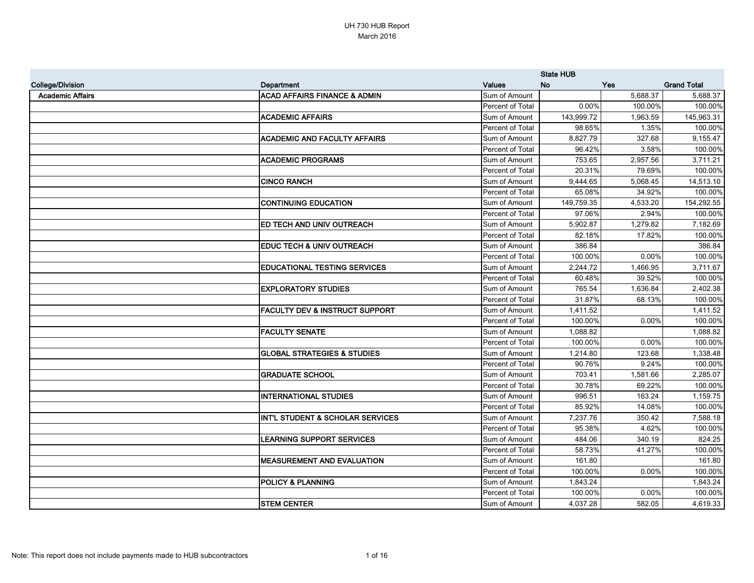# UH 730 HUB Report
March 2016

| College/Division | Department | Values | State HUB No | Yes | Grand Total |
|---|---|---|---|---|---|
| Academic Affairs | ACAD AFFAIRS FINANCE & ADMIN | Sum of Amount | | 5,688.37 | 5,688.37 |
| | | Percent of Total | 0.00% | 100.00% | 100.00% |
| | ACADEMIC AFFAIRS | Sum of Amount | 143,999.72 | 1,963.59 | 145,963.31 |
| | | Percent of Total | 98.65% | 1.35% | 100.00% |
| | ACADEMIC AND FACULTY AFFAIRS | Sum of Amount | 8,827.79 | 327.68 | 9,155.47 |
| | | Percent of Total | 96.42% | 3.58% | 100.00% |
| | ACADEMIC PROGRAMS | Sum of Amount | 753.65 | 2,957.56 | 3,711.21 |
| | | Percent of Total | 20.31% | 79.69% | 100.00% |
| | CINCO RANCH | Sum of Amount | 9,444.65 | 5,068.45 | 14,513.10 |
| | | Percent of Total | 65.08% | 34.92% | 100.00% |
| | CONTINUING EDUCATION | Sum of Amount | 149,759.35 | 4,533.20 | 154,292.55 |
| | | Percent of Total | 97.06% | 2.94% | 100.00% |
| | ED TECH AND UNIV OUTREACH | Sum of Amount | 5,902.87 | 1,279.82 | 7,182.69 |
| | | Percent of Total | 82.18% | 17.82% | 100.00% |
| | EDUC TECH & UNIV OUTREACH | Sum of Amount | 386.84 | | 386.84 |
| | | Percent of Total | 100.00% | 0.00% | 100.00% |
| | EDUCATIONAL TESTING SERVICES | Sum of Amount | 2,244.72 | 1,466.95 | 3,711.67 |
| | | Percent of Total | 60.48% | 39.52% | 100.00% |
| | EXPLORATORY STUDIES | Sum of Amount | 765.54 | 1,636.84 | 2,402.38 |
| | | Percent of Total | 31.87% | 68.13% | 100.00% |
| | FACULTY DEV & INSTRUCT SUPPORT | Sum of Amount | 1,411.52 | | 1,411.52 |
| | | Percent of Total | 100.00% | 0.00% | 100.00% |
| | FACULTY SENATE | Sum of Amount | 1,088.82 | | 1,088.82 |
| | | Percent of Total | 100.00% | 0.00% | 100.00% |
| | GLOBAL STRATEGIES & STUDIES | Sum of Amount | 1,214.80 | 123.68 | 1,338.48 |
| | | Percent of Total | 90.76% | 9.24% | 100.00% |
| | GRADUATE SCHOOL | Sum of Amount | 703.41 | 1,581.66 | 2,285.07 |
| | | Percent of Total | 30.78% | 69.22% | 100.00% |
| | INTERNATIONAL STUDIES | Sum of Amount | 996.51 | 163.24 | 1,159.75 |
| | | Percent of Total | 85.92% | 14.08% | 100.00% |
| | INT'L STUDENT & SCHOLAR SERVICES | Sum of Amount | 7,237.76 | 350.42 | 7,588.18 |
| | | Percent of Total | 95.38% | 4.62% | 100.00% |
| | LEARNING SUPPORT SERVICES | Sum of Amount | 484.06 | 340.19 | 824.25 |
| | | Percent of Total | 58.73% | 41.27% | 100.00% |
| | MEASUREMENT AND EVALUATION | Sum of Amount | 161.80 | | 161.80 |
| | | Percent of Total | 100.00% | 0.00% | 100.00% |
| | POLICY & PLANNING | Sum of Amount | 1,843.24 | | 1,843.24 |
| | | Percent of Total | 100.00% | 0.00% | 100.00% |
| | STEM CENTER | Sum of Amount | 4,037.28 | 582.05 | 4,619.33 |

Note: This report does not include payments made to HUB subcontractors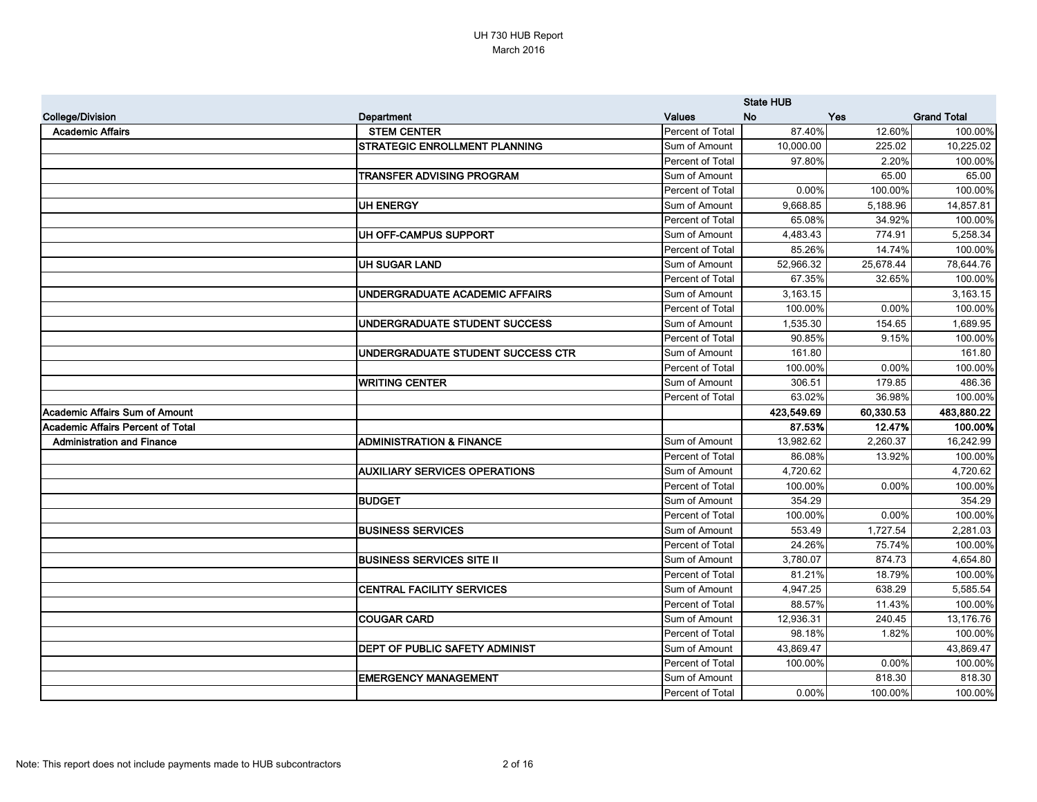UH 730 HUB Report
March 2016

| College/Division | Department | Values | State HUB No | Yes | Grand Total |
|---|---|---|---|---|---|
| Academic Affairs | STEM CENTER | Percent of Total | 87.40% | 12.60% | 100.00% |
| | STRATEGIC ENROLLMENT PLANNING | Sum of Amount | 10,000.00 | 225.02 | 10,225.02 |
| | | Percent of Total | 97.80% | 2.20% | 100.00% |
| | TRANSFER ADVISING PROGRAM | Sum of Amount | | 65.00 | 65.00 |
| | | Percent of Total | 0.00% | 100.00% | 100.00% |
| | UH ENERGY | Sum of Amount | 9,668.85 | 5,188.96 | 14,857.81 |
| | | Percent of Total | 65.08% | 34.92% | 100.00% |
| | UH OFF-CAMPUS SUPPORT | Sum of Amount | 4,483.43 | 774.91 | 5,258.34 |
| | | Percent of Total | 85.26% | 14.74% | 100.00% |
| | UH SUGAR LAND | Sum of Amount | 52,966.32 | 25,678.44 | 78,644.76 |
| | | Percent of Total | 67.35% | 32.65% | 100.00% |
| | UNDERGRADUATE ACADEMIC AFFAIRS | Sum of Amount | 3,163.15 | | 3,163.15 |
| | | Percent of Total | 100.00% | 0.00% | 100.00% |
| | UNDERGRADUATE STUDENT SUCCESS | Sum of Amount | 1,535.30 | 154.65 | 1,689.95 |
| | | Percent of Total | 90.85% | 9.15% | 100.00% |
| | UNDERGRADUATE STUDENT SUCCESS CTR | Sum of Amount | 161.80 | | 161.80 |
| | | Percent of Total | 100.00% | 0.00% | 100.00% |
| | WRITING CENTER | Sum of Amount | 306.51 | 179.85 | 486.36 |
| | | Percent of Total | 63.02% | 36.98% | 100.00% |
| **Academic Affairs Sum of Amount** | | | **423,549.69** | **60,330.53** | **483,880.22** |
| **Academic Affairs Percent of Total** | | | **87.53%** | **12.47%** | **100.00%** |
| Administration and Finance | ADMINISTRATION & FINANCE | Sum of Amount | 13,982.62 | 2,260.37 | 16,242.99 |
| | | Percent of Total | 86.08% | 13.92% | 100.00% |
| | AUXILIARY SERVICES OPERATIONS | Sum of Amount | 4,720.62 | | 4,720.62 |
| | | Percent of Total | 100.00% | 0.00% | 100.00% |
| | BUDGET | Sum of Amount | 354.29 | | 354.29 |
| | | Percent of Total | 100.00% | 0.00% | 100.00% |
| | BUSINESS SERVICES | Sum of Amount | 553.49 | 1,727.54 | 2,281.03 |
| | | Percent of Total | 24.26% | 75.74% | 100.00% |
| | BUSINESS SERVICES SITE II | Sum of Amount | 3,780.07 | 874.73 | 4,654.80 |
| | | Percent of Total | 81.21% | 18.79% | 100.00% |
| | CENTRAL FACILITY SERVICES | Sum of Amount | 4,947.25 | 638.29 | 5,585.54 |
| | | Percent of Total | 88.57% | 11.43% | 100.00% |
| | COUGAR CARD | Sum of Amount | 12,936.31 | 240.45 | 13,176.76 |
| | | Percent of Total | 98.18% | 1.82% | 100.00% |
| | DEPT OF PUBLIC SAFETY ADMINIST | Sum of Amount | 43,869.47 | | 43,869.47 |
| | | Percent of Total | 100.00% | 0.00% | 100.00% |
| | EMERGENCY MANAGEMENT | Sum of Amount | | 818.30 | 818.30 |
| | | Percent of Total | 0.00% | 100.00% | 100.00% |

Note: This report does not include payments made to HUB subcontractors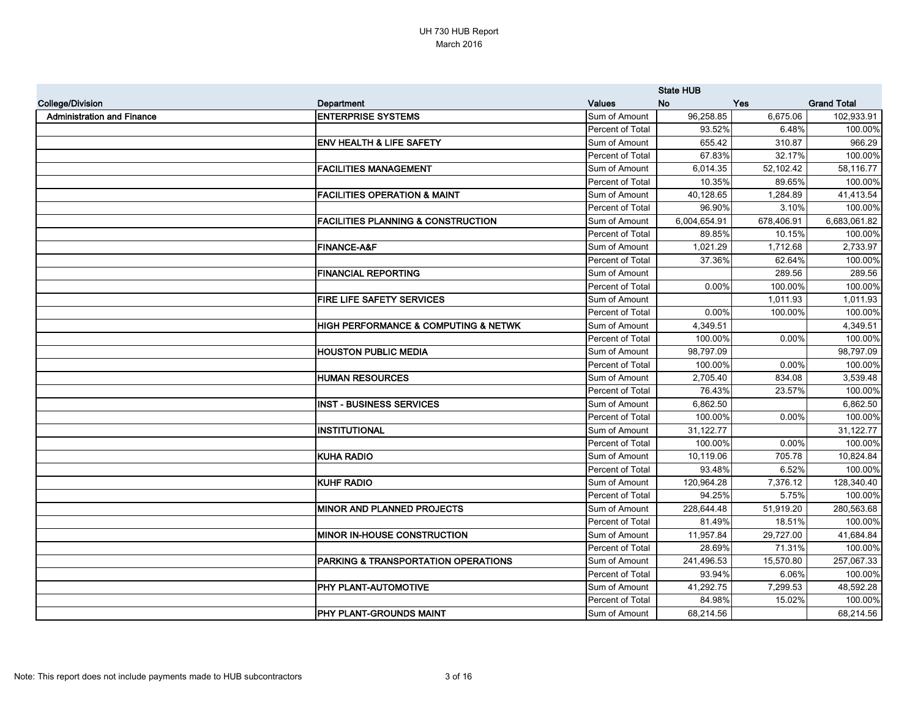UH 730 HUB Report
March 2016

| College/Division | Department | Values | State HUB No | Yes | Grand Total |
|---|---|---|---|---|---|
| Administration and Finance | ENTERPRISE SYSTEMS | Sum of Amount | 96,258.85 | 6,675.06 | 102,933.91 |
| | | Percent of Total | 93.52% | 6.48% | 100.00% |
| | ENV HEALTH & LIFE SAFETY | Sum of Amount | 655.42 | 310.87 | 966.29 |
| | | Percent of Total | 67.83% | 32.17% | 100.00% |
| | FACILITIES MANAGEMENT | Sum of Amount | 6,014.35 | 52,102.42 | 58,116.77 |
| | | Percent of Total | 10.35% | 89.65% | 100.00% |
| | FACILITIES OPERATION & MAINT | Sum of Amount | 40,128.65 | 1,284.89 | 41,413.54 |
| | | Percent of Total | 96.90% | 3.10% | 100.00% |
| | FACILITIES PLANNING & CONSTRUCTION | Sum of Amount | 6,004,654.91 | 678,406.91 | 6,683,061.82 |
| | | Percent of Total | 89.85% | 10.15% | 100.00% |
| | FINANCE-A&F | Sum of Amount | 1,021.29 | 1,712.68 | 2,733.97 |
| | | Percent of Total | 37.36% | 62.64% | 100.00% |
| | FINANCIAL REPORTING | Sum of Amount | | 289.56 | 289.56 |
| | | Percent of Total | 0.00% | 100.00% | 100.00% |
| | FIRE LIFE SAFETY SERVICES | Sum of Amount | | 1,011.93 | 1,011.93 |
| | | Percent of Total | 0.00% | 100.00% | 100.00% |
| | HIGH PERFORMANCE & COMPUTING & NETWK | Sum of Amount | 4,349.51 | | 4,349.51 |
| | | Percent of Total | 100.00% | 0.00% | 100.00% |
| | HOUSTON PUBLIC MEDIA | Sum of Amount | 98,797.09 | | 98,797.09 |
| | | Percent of Total | 100.00% | 0.00% | 100.00% |
| | HUMAN RESOURCES | Sum of Amount | 2,705.40 | 834.08 | 3,539.48 |
| | | Percent of Total | 76.43% | 23.57% | 100.00% |
| | INST - BUSINESS SERVICES | Sum of Amount | 6,862.50 | | 6,862.50 |
| | | Percent of Total | 100.00% | 0.00% | 100.00% |
| | INSTITUTIONAL | Sum of Amount | 31,122.77 | | 31,122.77 |
| | | Percent of Total | 100.00% | 0.00% | 100.00% |
| | KUHA RADIO | Sum of Amount | 10,119.06 | 705.78 | 10,824.84 |
| | | Percent of Total | 93.48% | 6.52% | 100.00% |
| | KUHF RADIO | Sum of Amount | 120,964.28 | 7,376.12 | 128,340.40 |
| | | Percent of Total | 94.25% | 5.75% | 100.00% |
| | MINOR AND PLANNED PROJECTS | Sum of Amount | 228,644.48 | 51,919.20 | 280,563.68 |
| | | Percent of Total | 81.49% | 18.51% | 100.00% |
| | MINOR IN-HOUSE CONSTRUCTION | Sum of Amount | 11,957.84 | 29,727.00 | 41,684.84 |
| | | Percent of Total | 28.69% | 71.31% | 100.00% |
| | PARKING & TRANSPORTATION OPERATIONS | Sum of Amount | 241,496.53 | 15,570.80 | 257,067.33 |
| | | Percent of Total | 93.94% | 6.06% | 100.00% |
| | PHY PLANT-AUTOMOTIVE | Sum of Amount | 41,292.75 | 7,299.53 | 48,592.28 |
| | | Percent of Total | 84.98% | 15.02% | 100.00% |
| | PHY PLANT-GROUNDS MAINT | Sum of Amount | 68,214.56 | | 68,214.56 |

Note: This report does not include payments made to HUB subcontractors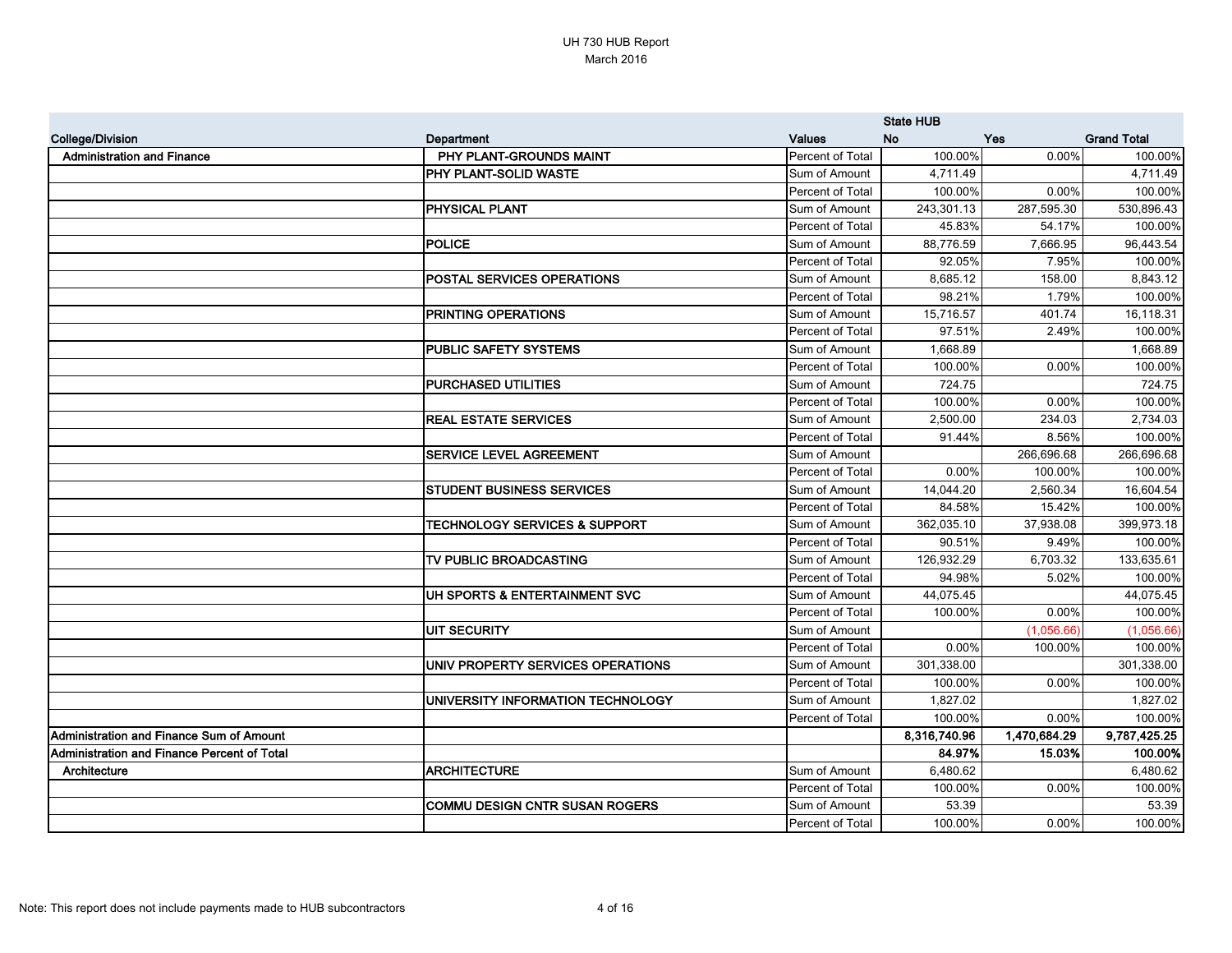UH 730 HUB Report
March 2016

| College/Division | Department | Values | State HUB No | Yes | Grand Total |
|---|---|---|---|---|---|
| Administration and Finance | PHY PLANT-GROUNDS MAINT | Percent of Total | 100.00% | 0.00% | 100.00% |
| | PHY PLANT-SOLID WASTE | Sum of Amount | 4,711.49 | | 4,711.49 |
| | | Percent of Total | 100.00% | 0.00% | 100.00% |
| | PHYSICAL PLANT | Sum of Amount | 243,301.13 | 287,595.30 | 530,896.43 |
| | | Percent of Total | 45.83% | 54.17% | 100.00% |
| | POLICE | Sum of Amount | 88,776.59 | 7,666.95 | 96,443.54 |
| | | Percent of Total | 92.05% | 7.95% | 100.00% |
| | POSTAL SERVICES OPERATIONS | Sum of Amount | 8,685.12 | 158.00 | 8,843.12 |
| | | Percent of Total | 98.21% | 1.79% | 100.00% |
| | PRINTING OPERATIONS | Sum of Amount | 15,716.57 | 401.74 | 16,118.31 |
| | | Percent of Total | 97.51% | 2.49% | 100.00% |
| | PUBLIC SAFETY SYSTEMS | Sum of Amount | 1,668.89 | | 1,668.89 |
| | | Percent of Total | 100.00% | 0.00% | 100.00% |
| | PURCHASED UTILITIES | Sum of Amount | 724.75 | | 724.75 |
| | | Percent of Total | 100.00% | 0.00% | 100.00% |
| | REAL ESTATE SERVICES | Sum of Amount | 2,500.00 | 234.03 | 2,734.03 |
| | | Percent of Total | 91.44% | 8.56% | 100.00% |
| | SERVICE LEVEL AGREEMENT | Sum of Amount | | 266,696.68 | 266,696.68 |
| | | Percent of Total | 0.00% | 100.00% | 100.00% |
| | STUDENT BUSINESS SERVICES | Sum of Amount | 14,044.20 | 2,560.34 | 16,604.54 |
| | | Percent of Total | 84.58% | 15.42% | 100.00% |
| | TECHNOLOGY SERVICES & SUPPORT | Sum of Amount | 362,035.10 | 37,938.08 | 399,973.18 |
| | | Percent of Total | 90.51% | 9.49% | 100.00% |
| | TV PUBLIC BROADCASTING | Sum of Amount | 126,932.29 | 6,703.32 | 133,635.61 |
| | | Percent of Total | 94.98% | 5.02% | 100.00% |
| | UH SPORTS & ENTERTAINMENT SVC | Sum of Amount | 44,075.45 | | 44,075.45 |
| | | Percent of Total | 100.00% | 0.00% | 100.00% |
| | UIT SECURITY | Sum of Amount | | (1,056.66) | (1,056.66) |
| | | Percent of Total | 0.00% | 100.00% | 100.00% |
| | UNIV PROPERTY SERVICES OPERATIONS | Sum of Amount | 301,338.00 | | 301,338.00 |
| | | Percent of Total | 100.00% | 0.00% | 100.00% |
| | UNIVERSITY INFORMATION TECHNOLOGY | Sum of Amount | 1,827.02 | | 1,827.02 |
| | | Percent of Total | 100.00% | 0.00% | 100.00% |
| **Administration and Finance Sum of Amount** | | | **8,316,740.96** | **1,470,684.29** | **9,787,425.25** |
| **Administration and Finance Percent of Total** | | | **84.97%** | **15.03%** | **100.00%** |
| Architecture | ARCHITECTURE | Sum of Amount | 6,480.62 | | 6,480.62 |
| | | Percent of Total | 100.00% | 0.00% | 100.00% |
| | COMMU DESIGN CNTR SUSAN ROGERS | Sum of Amount | 53.39 | | 53.39 |
| | | Percent of Total | 100.00% | 0.00% | 100.00% |

Note: This report does not include payments made to HUB subcontractors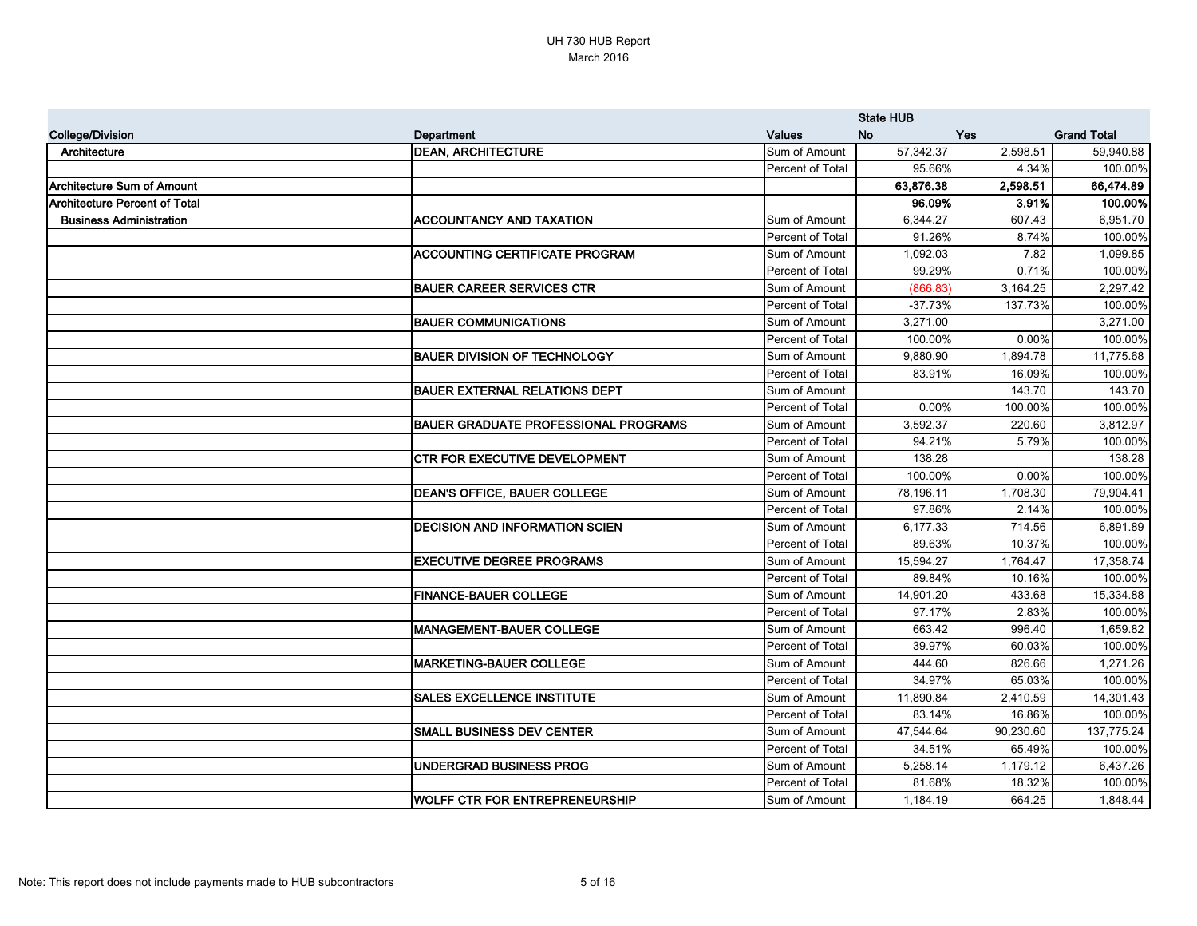UH 730 HUB Report
March 2016

| College/Division | Department | Values | State HUB No | Yes | Grand Total |
|---|---|---|---|---|---|
| **Architecture** | **DEAN, ARCHITECTURE** | Sum of Amount | 57,342.37 | 2,598.51 | 59,940.88 |
| | | Percent of Total | 95.66% | 4.34% | 100.00% |
| **Architecture Sum of Amount** | | | **63,876.38** | **2,598.51** | **66,474.89** |
| **Architecture Percent of Total** | | | **96.09%** | **3.91%** | **100.00%** |
| **Business Administration** | **ACCOUNTANCY AND TAXATION** | Sum of Amount | 6,344.27 | 607.43 | 6,951.70 |
| | | Percent of Total | 91.26% | 8.74% | 100.00% |
| | **ACCOUNTING CERTIFICATE PROGRAM** | Sum of Amount | 1,092.03 | 7.82 | 1,099.85 |
| | | Percent of Total | 99.29% | 0.71% | 100.00% |
| | **BAUER CAREER SERVICES CTR** | Sum of Amount | (866.83) | 3,164.25 | 2,297.42 |
| | | Percent of Total | -37.73% | 137.73% | 100.00% |
| | **BAUER COMMUNICATIONS** | Sum of Amount | 3,271.00 | | 3,271.00 |
| | | Percent of Total | 100.00% | 0.00% | 100.00% |
| | **BAUER DIVISION OF TECHNOLOGY** | Sum of Amount | 9,880.90 | 1,894.78 | 11,775.68 |
| | | Percent of Total | 83.91% | 16.09% | 100.00% |
| | **BAUER EXTERNAL RELATIONS DEPT** | Sum of Amount | | 143.70 | 143.70 |
| | | Percent of Total | 0.00% | 100.00% | 100.00% |
| | **BAUER GRADUATE PROFESSIONAL PROGRAMS** | Sum of Amount | 3,592.37 | 220.60 | 3,812.97 |
| | | Percent of Total | 94.21% | 5.79% | 100.00% |
| | **CTR FOR EXECUTIVE DEVELOPMENT** | Sum of Amount | 138.28 | | 138.28 |
| | | Percent of Total | 100.00% | 0.00% | 100.00% |
| | **DEAN'S OFFICE, BAUER COLLEGE** | Sum of Amount | 78,196.11 | 1,708.30 | 79,904.41 |
| | | Percent of Total | 97.86% | 2.14% | 100.00% |
| | **DECISION AND INFORMATION SCIEN** | Sum of Amount | 6,177.33 | 714.56 | 6,891.89 |
| | | Percent of Total | 89.63% | 10.37% | 100.00% |
| | **EXECUTIVE DEGREE PROGRAMS** | Sum of Amount | 15,594.27 | 1,764.47 | 17,358.74 |
| | | Percent of Total | 89.84% | 10.16% | 100.00% |
| | **FINANCE-BAUER COLLEGE** | Sum of Amount | 14,901.20 | 433.68 | 15,334.88 |
| | | Percent of Total | 97.17% | 2.83% | 100.00% |
| | **MANAGEMENT-BAUER COLLEGE** | Sum of Amount | 663.42 | 996.40 | 1,659.82 |
| | | Percent of Total | 39.97% | 60.03% | 100.00% |
| | **MARKETING-BAUER COLLEGE** | Sum of Amount | 444.60 | 826.66 | 1,271.26 |
| | | Percent of Total | 34.97% | 65.03% | 100.00% |
| | **SALES EXCELLENCE INSTITUTE** | Sum of Amount | 11,890.84 | 2,410.59 | 14,301.43 |
| | | Percent of Total | 83.14% | 16.86% | 100.00% |
| | **SMALL BUSINESS DEV CENTER** | Sum of Amount | 47,544.64 | 90,230.60 | 137,775.24 |
| | | Percent of Total | 34.51% | 65.49% | 100.00% |
| | **UNDERGRAD BUSINESS PROG** | Sum of Amount | 5,258.14 | 1,179.12 | 6,437.26 |
| | | Percent of Total | 81.68% | 18.32% | 100.00% |
| | **WOLFF CTR FOR ENTREPRENEURSHIP** | Sum of Amount | 1,184.19 | 664.25 | 1,848.44 |

Note: This report does not include payments made to HUB subcontractors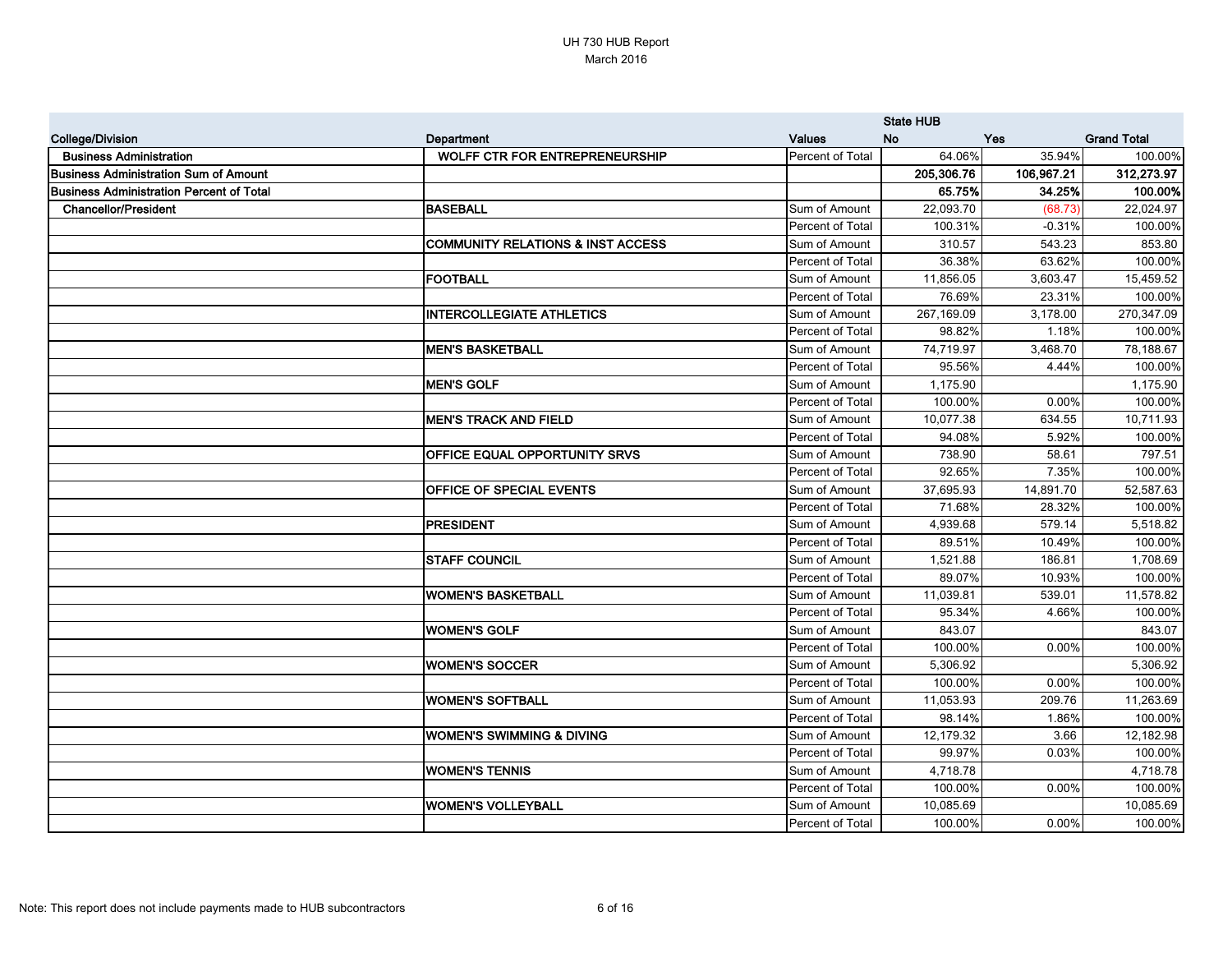UH 730 HUB Report
March 2016

| College/Division | Department | Values | State HUB No | Yes | Grand Total |
|---|---|---|---|---|---|
| **Business Administration** | **WOLFF CTR FOR ENTREPRENEURSHIP** | Percent of Total | 64.06% | 35.94% | 100.00% |
| **Business Administration Sum of Amount** | | | **205,306.76** | **106,967.21** | **312,273.97** |
| **Business Administration Percent of Total** | | | **65.75%** | **34.25%** | **100.00%** |
| **Chancellor/President** | **BASEBALL** | Sum of Amount | 22,093.70 | (68.73) | 22,024.97 |
| | | Percent of Total | 100.31% | -0.31% | 100.00% |
| | **COMMUNITY RELATIONS & INST ACCESS** | Sum of Amount | 310.57 | 543.23 | 853.80 |
| | | Percent of Total | 36.38% | 63.62% | 100.00% |
| | **FOOTBALL** | Sum of Amount | 11,856.05 | 3,603.47 | 15,459.52 |
| | | Percent of Total | 76.69% | 23.31% | 100.00% |
| | **INTERCOLLEGIATE ATHLETICS** | Sum of Amount | 267,169.09 | 3,178.00 | 270,347.09 |
| | | Percent of Total | 98.82% | 1.18% | 100.00% |
| | **MEN'S BASKETBALL** | Sum of Amount | 74,719.97 | 3,468.70 | 78,188.67 |
| | | Percent of Total | 95.56% | 4.44% | 100.00% |
| | **MEN'S GOLF** | Sum of Amount | 1,175.90 | | 1,175.90 |
| | | Percent of Total | 100.00% | 0.00% | 100.00% |
| | **MEN'S TRACK AND FIELD** | Sum of Amount | 10,077.38 | 634.55 | 10,711.93 |
| | | Percent of Total | 94.08% | 5.92% | 100.00% |
| | **OFFICE EQUAL OPPORTUNITY SRVS** | Sum of Amount | 738.90 | 58.61 | 797.51 |
| | | Percent of Total | 92.65% | 7.35% | 100.00% |
| | **OFFICE OF SPECIAL EVENTS** | Sum of Amount | 37,695.93 | 14,891.70 | 52,587.63 |
| | | Percent of Total | 71.68% | 28.32% | 100.00% |
| | **PRESIDENT** | Sum of Amount | 4,939.68 | 579.14 | 5,518.82 |
| | | Percent of Total | 89.51% | 10.49% | 100.00% |
| | **STAFF COUNCIL** | Sum of Amount | 1,521.88 | 186.81 | 1,708.69 |
| | | Percent of Total | 89.07% | 10.93% | 100.00% |
| | **WOMEN'S BASKETBALL** | Sum of Amount | 11,039.81 | 539.01 | 11,578.82 |
| | | Percent of Total | 95.34% | 4.66% | 100.00% |
| | **WOMEN'S GOLF** | Sum of Amount | 843.07 | | 843.07 |
| | | Percent of Total | 100.00% | 0.00% | 100.00% |
| | **WOMEN'S SOCCER** | Sum of Amount | 5,306.92 | | 5,306.92 |
| | | Percent of Total | 100.00% | 0.00% | 100.00% |
| | **WOMEN'S SOFTBALL** | Sum of Amount | 11,053.93 | 209.76 | 11,263.69 |
| | | Percent of Total | 98.14% | 1.86% | 100.00% |
| | **WOMEN'S SWIMMING & DIVING** | Sum of Amount | 12,179.32 | 3.66 | 12,182.98 |
| | | Percent of Total | 99.97% | 0.03% | 100.00% |
| | **WOMEN'S TENNIS** | Sum of Amount | 4,718.78 | | 4,718.78 |
| | | Percent of Total | 100.00% | 0.00% | 100.00% |
| | **WOMEN'S VOLLEYBALL** | Sum of Amount | 10,085.69 | | 10,085.69 |
| | | Percent of Total | 100.00% | 0.00% | 100.00% |

Note: This report does not include payments made to HUB subcontractors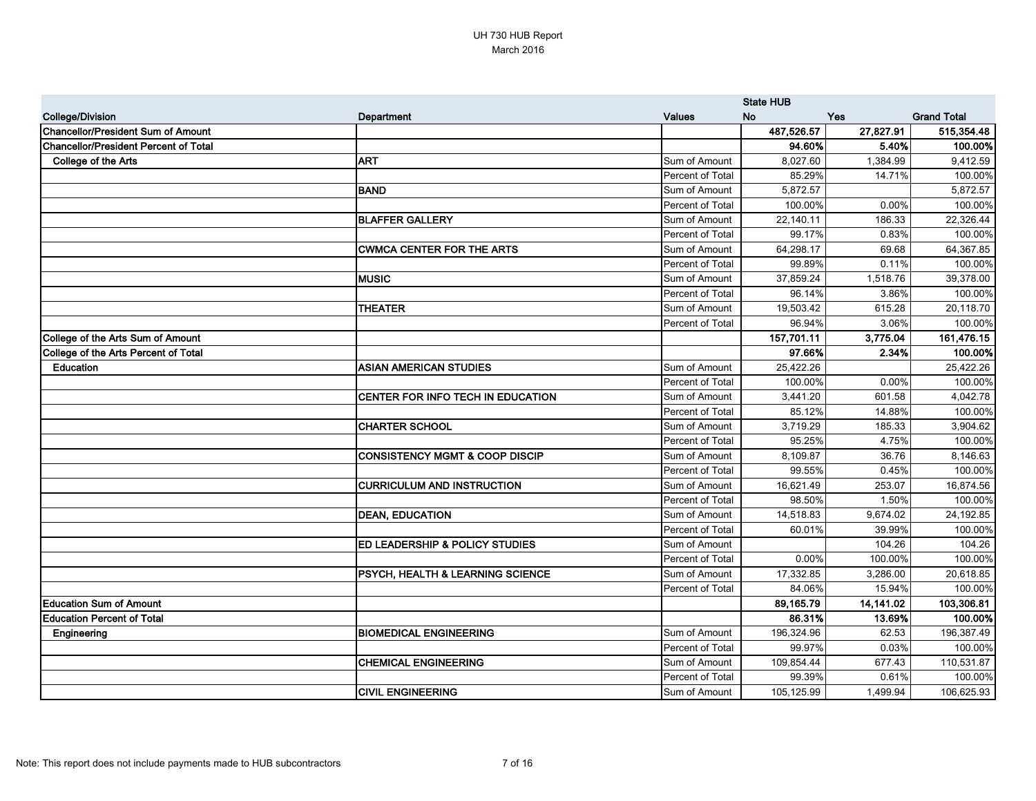UH 730 HUB Report
March 2016

| | | | State HUB | | |
|---|---|---|---|---|---|
| **College/Division** | **Department** | **Values** | **No** | **Yes** | **Grand Total** |
| **Chancellor/President Sum of Amount** | | | **487,526.57** | **27,827.91** | **515,354.48** |
| **Chancellor/President Percent of Total** | | | **94.60%** | **5.40%** | **100.00%** |
| **College of the Arts** | **ART** | Sum of Amount | 8,027.60 | 1,384.99 | 9,412.59 |
| | | Percent of Total | 85.29% | 14.71% | 100.00% |
| | **BAND** | Sum of Amount | 5,872.57 | | 5,872.57 |
| | | Percent of Total | 100.00% | 0.00% | 100.00% |
| | **BLAFFER GALLERY** | Sum of Amount | 22,140.11 | 186.33 | 22,326.44 |
| | | Percent of Total | 99.17% | 0.83% | 100.00% |
| | **CWMCA CENTER FOR THE ARTS** | Sum of Amount | 64,298.17 | 69.68 | 64,367.85 |
| | | Percent of Total | 99.89% | 0.11% | 100.00% |
| | **MUSIC** | Sum of Amount | 37,859.24 | 1,518.76 | 39,378.00 |
| | | Percent of Total | 96.14% | 3.86% | 100.00% |
| | **THEATER** | Sum of Amount | 19,503.42 | 615.28 | 20,118.70 |
| | | Percent of Total | 96.94% | 3.06% | 100.00% |
| **College of the Arts Sum of Amount** | | | **157,701.11** | **3,775.04** | **161,476.15** |
| **College of the Arts Percent of Total** | | | **97.66%** | **2.34%** | **100.00%** |
| **Education** | **ASIAN AMERICAN STUDIES** | Sum of Amount | 25,422.26 | | 25,422.26 |
| | | Percent of Total | 100.00% | 0.00% | 100.00% |
| | **CENTER FOR INFO TECH IN EDUCATION** | Sum of Amount | 3,441.20 | 601.58 | 4,042.78 |
| | | Percent of Total | 85.12% | 14.88% | 100.00% |
| | **CHARTER SCHOOL** | Sum of Amount | 3,719.29 | 185.33 | 3,904.62 |
| | | Percent of Total | 95.25% | 4.75% | 100.00% |
| | **CONSISTENCY MGMT & COOP DISCIP** | Sum of Amount | 8,109.87 | 36.76 | 8,146.63 |
| | | Percent of Total | 99.55% | 0.45% | 100.00% |
| | **CURRICULUM AND INSTRUCTION** | Sum of Amount | 16,621.49 | 253.07 | 16,874.56 |
| | | Percent of Total | 98.50% | 1.50% | 100.00% |
| | **DEAN, EDUCATION** | Sum of Amount | 14,518.83 | 9,674.02 | 24,192.85 |
| | | Percent of Total | 60.01% | 39.99% | 100.00% |
| | **ED LEADERSHIP & POLICY STUDIES** | Sum of Amount | | 104.26 | 104.26 |
| | | Percent of Total | 0.00% | 100.00% | 100.00% |
| | **PSYCH, HEALTH & LEARNING SCIENCE** | Sum of Amount | 17,332.85 | 3,286.00 | 20,618.85 |
| | | Percent of Total | 84.06% | 15.94% | 100.00% |
| **Education Sum of Amount** | | | **89,165.79** | **14,141.02** | **103,306.81** |
| **Education Percent of Total** | | | **86.31%** | **13.69%** | **100.00%** |
| **Engineering** | **BIOMEDICAL ENGINEERING** | Sum of Amount | 196,324.96 | 62.53 | 196,387.49 |
| | | Percent of Total | 99.97% | 0.03% | 100.00% |
| | **CHEMICAL ENGINEERING** | Sum of Amount | 109,854.44 | 677.43 | 110,531.87 |
| | | Percent of Total | 99.39% | 0.61% | 100.00% |
| | **CIVIL ENGINEERING** | Sum of Amount | 105,125.99 | 1,499.94 | 106,625.93 |

Note: This report does not include payments made to HUB subcontractors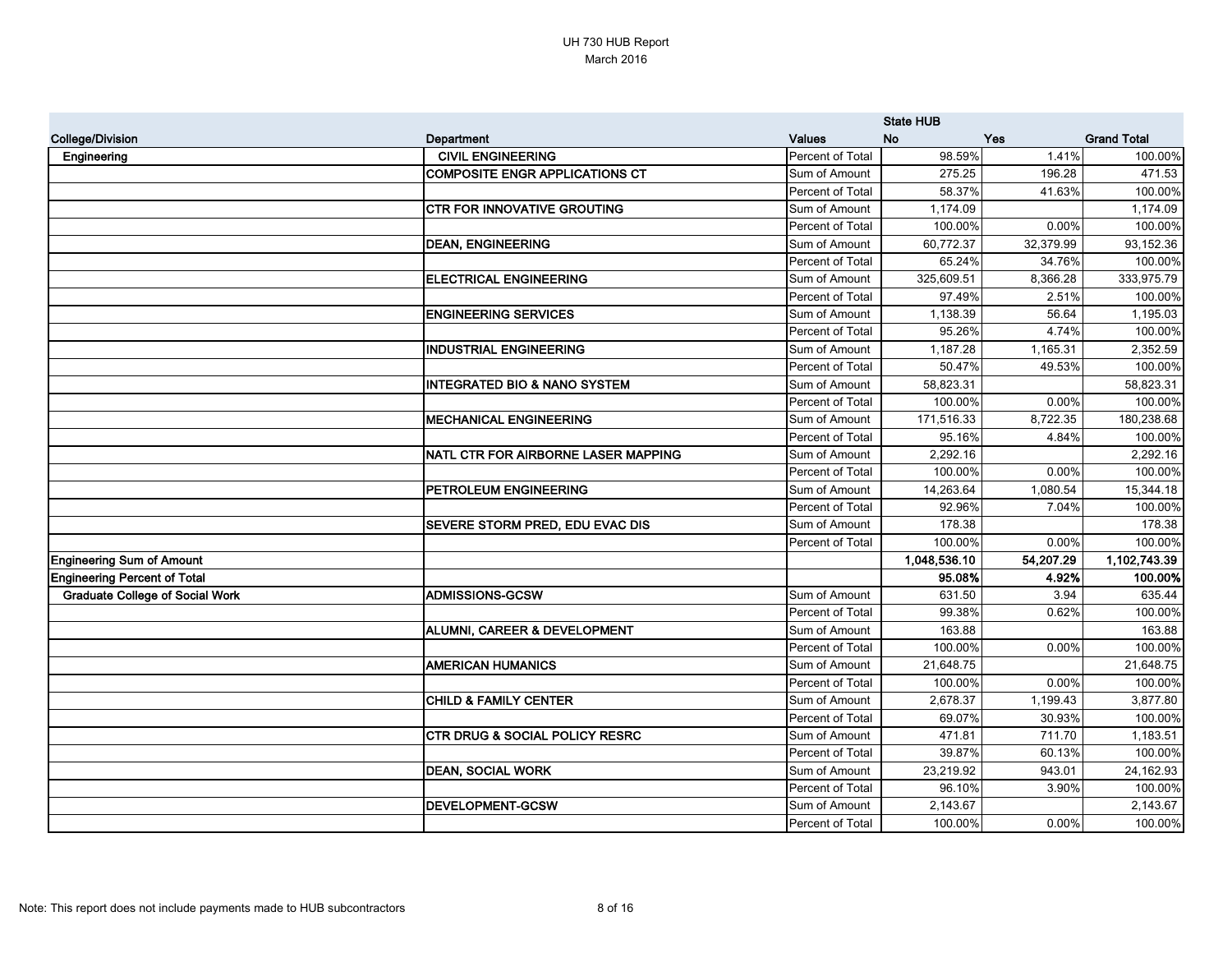UH 730 HUB Report
March 2016

| College/Division | Department | Values | State HUB No | Yes | Grand Total |
|---|---|---|---|---|---|
| Engineering | CIVIL ENGINEERING | Percent of Total | 98.59% | 1.41% | 100.00% |
| | COMPOSITE ENGR APPLICATIONS CT | Sum of Amount | 275.25 | 196.28 | 471.53 |
| | | Percent of Total | 58.37% | 41.63% | 100.00% |
| | CTR FOR INNOVATIVE GROUTING | Sum of Amount | 1,174.09 | | 1,174.09 |
| | | Percent of Total | 100.00% | 0.00% | 100.00% |
| | DEAN, ENGINEERING | Sum of Amount | 60,772.37 | 32,379.99 | 93,152.36 |
| | | Percent of Total | 65.24% | 34.76% | 100.00% |
| | ELECTRICAL ENGINEERING | Sum of Amount | 325,609.51 | 8,366.28 | 333,975.79 |
| | | Percent of Total | 97.49% | 2.51% | 100.00% |
| | ENGINEERING SERVICES | Sum of Amount | 1,138.39 | 56.64 | 1,195.03 |
| | | Percent of Total | 95.26% | 4.74% | 100.00% |
| | INDUSTRIAL ENGINEERING | Sum of Amount | 1,187.28 | 1,165.31 | 2,352.59 |
| | | Percent of Total | 50.47% | 49.53% | 100.00% |
| | INTEGRATED BIO & NANO SYSTEM | Sum of Amount | 58,823.31 | | 58,823.31 |
| | | Percent of Total | 100.00% | 0.00% | 100.00% |
| | MECHANICAL ENGINEERING | Sum of Amount | 171,516.33 | 8,722.35 | 180,238.68 |
| | | Percent of Total | 95.16% | 4.84% | 100.00% |
| | NATL CTR FOR AIRBORNE LASER MAPPING | Sum of Amount | 2,292.16 | | 2,292.16 |
| | | Percent of Total | 100.00% | 0.00% | 100.00% |
| | PETROLEUM ENGINEERING | Sum of Amount | 14,263.64 | 1,080.54 | 15,344.18 |
| | | Percent of Total | 92.96% | 7.04% | 100.00% |
| | SEVERE STORM PRED, EDU EVAC DIS | Sum of Amount | 178.38 | | 178.38 |
| | | Percent of Total | 100.00% | 0.00% | 100.00% |
| **Engineering Sum of Amount** | | | **1,048,536.10** | **54,207.29** | **1,102,743.39** |
| **Engineering Percent of Total** | | | **95.08%** | **4.92%** | **100.00%** |
| Graduate College of Social Work | ADMISSIONS-GCSW | Sum of Amount | 631.50 | 3.94 | 635.44 |
| | | Percent of Total | 99.38% | 0.62% | 100.00% |
| | ALUMNI, CAREER & DEVELOPMENT | Sum of Amount | 163.88 | | 163.88 |
| | | Percent of Total | 100.00% | 0.00% | 100.00% |
| | AMERICAN HUMANICS | Sum of Amount | 21,648.75 | | 21,648.75 |
| | | Percent of Total | 100.00% | 0.00% | 100.00% |
| | CHILD & FAMILY CENTER | Sum of Amount | 2,678.37 | 1,199.43 | 3,877.80 |
| | | Percent of Total | 69.07% | 30.93% | 100.00% |
| | CTR DRUG & SOCIAL POLICY RESRC | Sum of Amount | 471.81 | 711.70 | 1,183.51 |
| | | Percent of Total | 39.87% | 60.13% | 100.00% |
| | DEAN, SOCIAL WORK | Sum of Amount | 23,219.92 | 943.01 | 24,162.93 |
| | | Percent of Total | 96.10% | 3.90% | 100.00% |
| | DEVELOPMENT-GCSW | Sum of Amount | 2,143.67 | | 2,143.67 |
| | | Percent of Total | 100.00% | 0.00% | 100.00% |

Note: This report does not include payments made to HUB subcontractors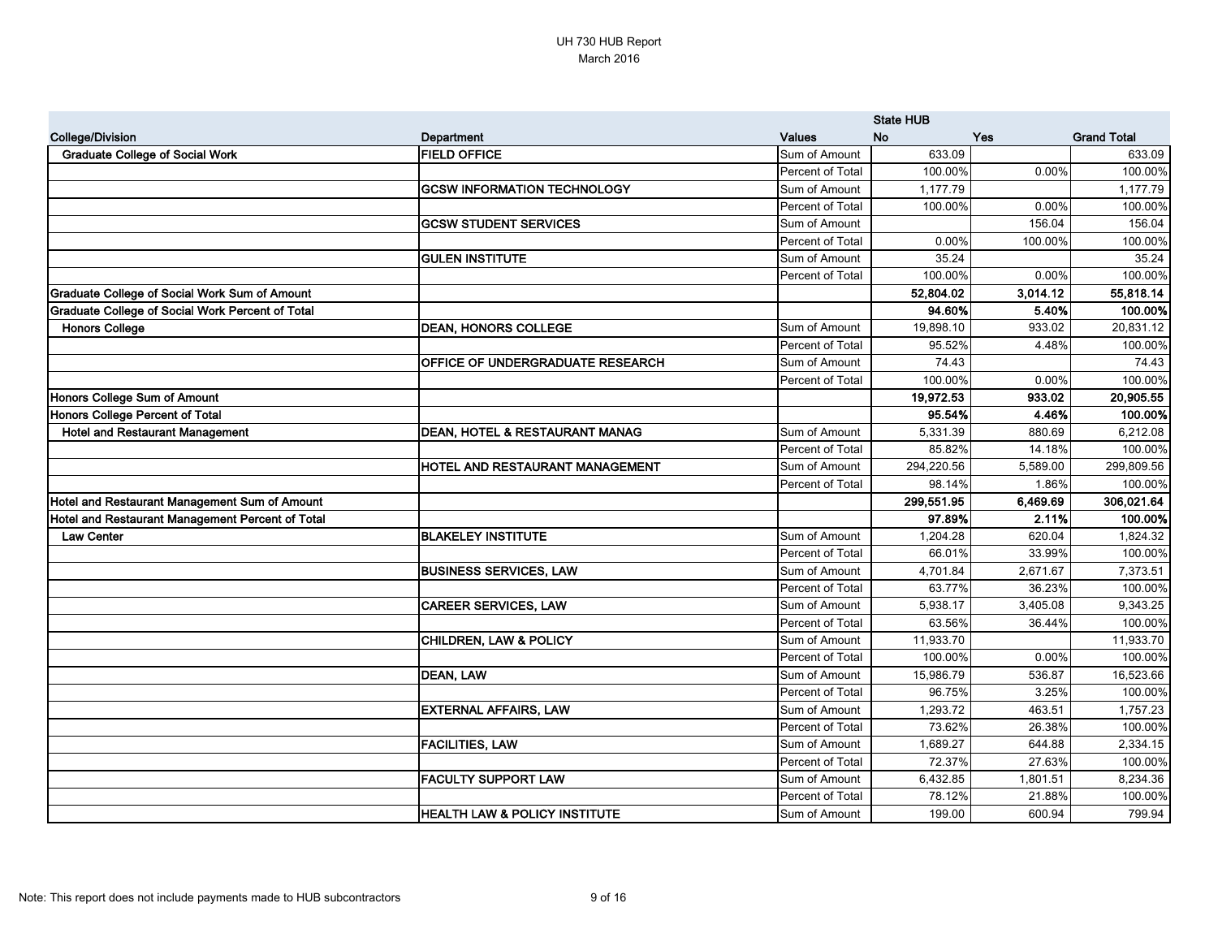UH 730 HUB Report
March 2016

| College/Division | Department | Values | State HUB No | Yes | Grand Total |
|---|---|---|---|---|---|
| **Graduate College of Social Work** | **FIELD OFFICE** | Sum of Amount | 633.09 | | 633.09 |
| | | Percent of Total | 100.00% | 0.00% | 100.00% |
| | **GCSW INFORMATION TECHNOLOGY** | Sum of Amount | 1,177.79 | | 1,177.79 |
| | | Percent of Total | 100.00% | 0.00% | 100.00% |
| | **GCSW STUDENT SERVICES** | Sum of Amount | | 156.04 | 156.04 |
| | | Percent of Total | 0.00% | 100.00% | 100.00% |
| | **GULEN INSTITUTE** | Sum of Amount | 35.24 | | 35.24 |
| | | Percent of Total | 100.00% | 0.00% | 100.00% |
| **Graduate College of Social Work Sum of Amount** | | | **52,804.02** | **3,014.12** | **55,818.14** |
| **Graduate College of Social Work Percent of Total** | | | **94.60%** | **5.40%** | **100.00%** |
| **Honors College** | **DEAN, HONORS COLLEGE** | Sum of Amount | 19,898.10 | 933.02 | 20,831.12 |
| | | Percent of Total | 95.52% | 4.48% | 100.00% |
| | **OFFICE OF UNDERGRADUATE RESEARCH** | Sum of Amount | 74.43 | | 74.43 |
| | | Percent of Total | 100.00% | 0.00% | 100.00% |
| **Honors College Sum of Amount** | | | **19,972.53** | **933.02** | **20,905.55** |
| **Honors College Percent of Total** | | | **95.54%** | **4.46%** | **100.00%** |
| **Hotel and Restaurant Management** | **DEAN, HOTEL & RESTAURANT MANAG** | Sum of Amount | 5,331.39 | 880.69 | 6,212.08 |
| | | Percent of Total | 85.82% | 14.18% | 100.00% |
| | **HOTEL AND RESTAURANT MANAGEMENT** | Sum of Amount | 294,220.56 | 5,589.00 | 299,809.56 |
| | | Percent of Total | 98.14% | 1.86% | 100.00% |
| **Hotel and Restaurant Management Sum of Amount** | | | **299,551.95** | **6,469.69** | **306,021.64** |
| **Hotel and Restaurant Management Percent of Total** | | | **97.89%** | **2.11%** | **100.00%** |
| **Law Center** | **BLAKELEY INSTITUTE** | Sum of Amount | 1,204.28 | 620.04 | 1,824.32 |
| | | Percent of Total | 66.01% | 33.99% | 100.00% |
| | **BUSINESS SERVICES, LAW** | Sum of Amount | 4,701.84 | 2,671.67 | 7,373.51 |
| | | Percent of Total | 63.77% | 36.23% | 100.00% |
| | **CAREER SERVICES, LAW** | Sum of Amount | 5,938.17 | 3,405.08 | 9,343.25 |
| | | Percent of Total | 63.56% | 36.44% | 100.00% |
| | **CHILDREN, LAW & POLICY** | Sum of Amount | 11,933.70 | | 11,933.70 |
| | | Percent of Total | 100.00% | 0.00% | 100.00% |
| | **DEAN, LAW** | Sum of Amount | 15,986.79 | 536.87 | 16,523.66 |
| | | Percent of Total | 96.75% | 3.25% | 100.00% |
| | **EXTERNAL AFFAIRS, LAW** | Sum of Amount | 1,293.72 | 463.51 | 1,757.23 |
| | | Percent of Total | 73.62% | 26.38% | 100.00% |
| | **FACILITIES, LAW** | Sum of Amount | 1,689.27 | 644.88 | 2,334.15 |
| | | Percent of Total | 72.37% | 27.63% | 100.00% |
| | **FACULTY SUPPORT LAW** | Sum of Amount | 6,432.85 | 1,801.51 | 8,234.36 |
| | | Percent of Total | 78.12% | 21.88% | 100.00% |
| | **HEALTH LAW & POLICY INSTITUTE** | Sum of Amount | 199.00 | 600.94 | 799.94 |

Note: This report does not include payments made to HUB subcontractors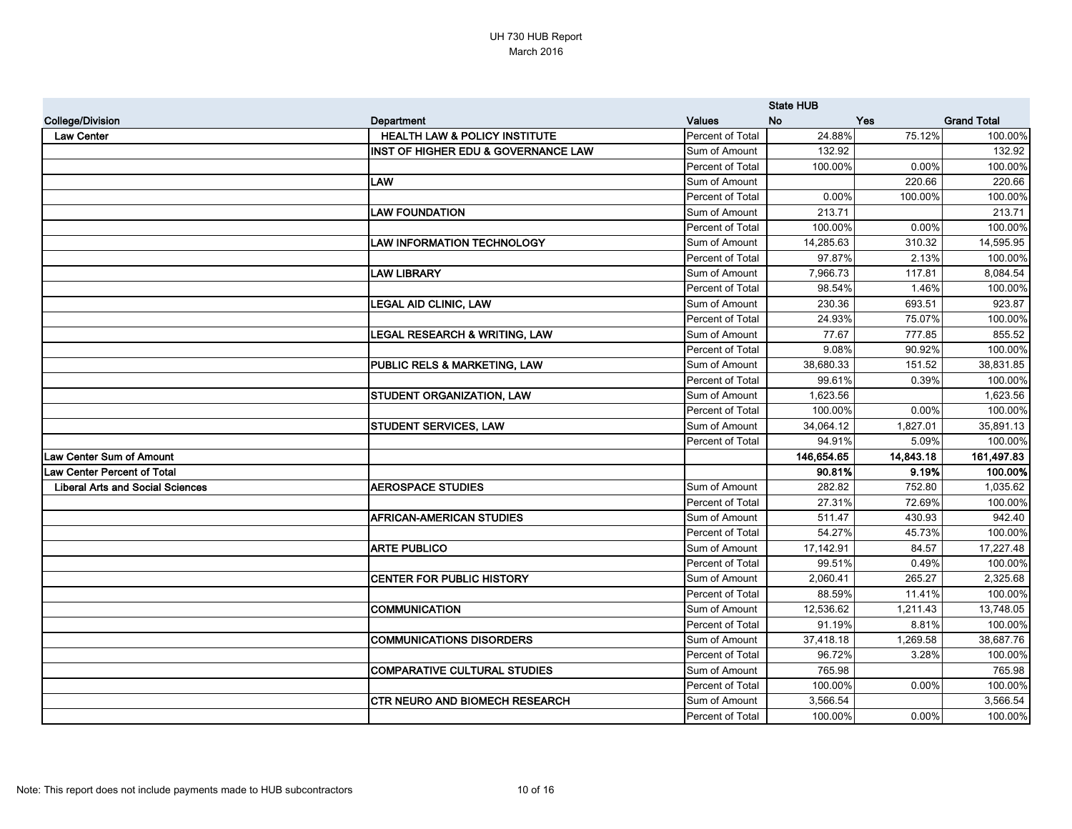UH 730 HUB Report
March 2016

| College/Division | Department | Values | State HUB No | Yes | Grand Total |
|---|---|---|---|---|---|
| **Law Center** | **HEALTH LAW & POLICY INSTITUTE** | Percent of Total | 24.88% | 75.12% | 100.00% |
| | **INST OF HIGHER EDU & GOVERNANCE LAW** | Sum of Amount | 132.92 | | 132.92 |
| | | Percent of Total | 100.00% | 0.00% | 100.00% |
| | **LAW** | Sum of Amount | | 220.66 | 220.66 |
| | | Percent of Total | 0.00% | 100.00% | 100.00% |
| | **LAW FOUNDATION** | Sum of Amount | 213.71 | | 213.71 |
| | | Percent of Total | 100.00% | 0.00% | 100.00% |
| | **LAW INFORMATION TECHNOLOGY** | Sum of Amount | 14,285.63 | 310.32 | 14,595.95 |
| | | Percent of Total | 97.87% | 2.13% | 100.00% |
| | **LAW LIBRARY** | Sum of Amount | 7,966.73 | 117.81 | 8,084.54 |
| | | Percent of Total | 98.54% | 1.46% | 100.00% |
| | **LEGAL AID CLINIC, LAW** | Sum of Amount | 230.36 | 693.51 | 923.87 |
| | | Percent of Total | 24.93% | 75.07% | 100.00% |
| | **LEGAL RESEARCH & WRITING, LAW** | Sum of Amount | 77.67 | 777.85 | 855.52 |
| | | Percent of Total | 9.08% | 90.92% | 100.00% |
| | **PUBLIC RELS & MARKETING, LAW** | Sum of Amount | 38,680.33 | 151.52 | 38,831.85 |
| | | Percent of Total | 99.61% | 0.39% | 100.00% |
| | **STUDENT ORGANIZATION, LAW** | Sum of Amount | 1,623.56 | | 1,623.56 |
| | | Percent of Total | 100.00% | 0.00% | 100.00% |
| | **STUDENT SERVICES, LAW** | Sum of Amount | 34,064.12 | 1,827.01 | 35,891.13 |
| | | Percent of Total | 94.91% | 5.09% | 100.00% |
| **Law Center Sum of Amount** | | | **146,654.65** | **14,843.18** | **161,497.83** |
| **Law Center Percent of Total** | | | **90.81%** | **9.19%** | **100.00%** |
| **Liberal Arts and Social Sciences** | **AEROSPACE STUDIES** | Sum of Amount | 282.82 | 752.80 | 1,035.62 |
| | | Percent of Total | 27.31% | 72.69% | 100.00% |
| | **AFRICAN-AMERICAN STUDIES** | Sum of Amount | 511.47 | 430.93 | 942.40 |
| | | Percent of Total | 54.27% | 45.73% | 100.00% |
| | **ARTE PUBLICO** | Sum of Amount | 17,142.91 | 84.57 | 17,227.48 |
| | | Percent of Total | 99.51% | 0.49% | 100.00% |
| | **CENTER FOR PUBLIC HISTORY** | Sum of Amount | 2,060.41 | 265.27 | 2,325.68 |
| | | Percent of Total | 88.59% | 11.41% | 100.00% |
| | **COMMUNICATION** | Sum of Amount | 12,536.62 | 1,211.43 | 13,748.05 |
| | | Percent of Total | 91.19% | 8.81% | 100.00% |
| | **COMMUNICATIONS DISORDERS** | Sum of Amount | 37,418.18 | 1,269.58 | 38,687.76 |
| | | Percent of Total | 96.72% | 3.28% | 100.00% |
| | **COMPARATIVE CULTURAL STUDIES** | Sum of Amount | 765.98 | | 765.98 |
| | | Percent of Total | 100.00% | 0.00% | 100.00% |
| | **CTR NEURO AND BIOMECH RESEARCH** | Sum of Amount | 3,566.54 | | 3,566.54 |
| | | Percent of Total | 100.00% | 0.00% | 100.00% |

Note: This report does not include payments made to HUB subcontractors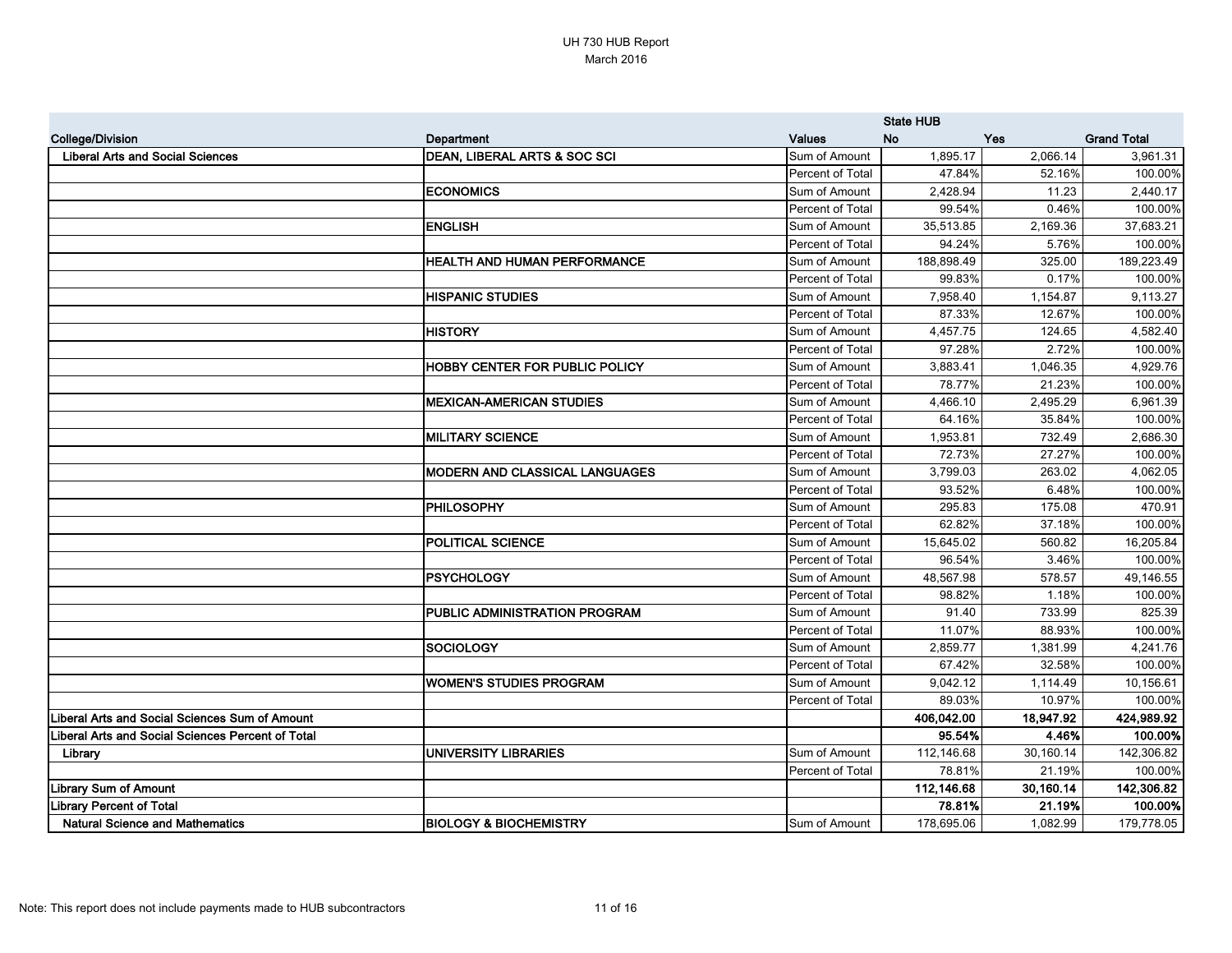# UH 730 HUB Report
March 2016

| College/Division | Department | Values | State HUB No | Yes | Grand Total |
|---|---|---|---|---|---|
| Liberal Arts and Social Sciences | DEAN, LIBERAL ARTS & SOC SCI | Sum of Amount | 1,895.17 | 2,066.14 | 3,961.31 |
| | | Percent of Total | 47.84% | 52.16% | 100.00% |
| | ECONOMICS | Sum of Amount | 2,428.94 | 11.23 | 2,440.17 |
| | | Percent of Total | 99.54% | 0.46% | 100.00% |
| | ENGLISH | Sum of Amount | 35,513.85 | 2,169.36 | 37,683.21 |
| | | Percent of Total | 94.24% | 5.76% | 100.00% |
| | HEALTH AND HUMAN PERFORMANCE | Sum of Amount | 188,898.49 | 325.00 | 189,223.49 |
| | | Percent of Total | 99.83% | 0.17% | 100.00% |
| | HISPANIC STUDIES | Sum of Amount | 7,958.40 | 1,154.87 | 9,113.27 |
| | | Percent of Total | 87.33% | 12.67% | 100.00% |
| | HISTORY | Sum of Amount | 4,457.75 | 124.65 | 4,582.40 |
| | | Percent of Total | 97.28% | 2.72% | 100.00% |
| | HOBBY CENTER FOR PUBLIC POLICY | Sum of Amount | 3,883.41 | 1,046.35 | 4,929.76 |
| | | Percent of Total | 78.77% | 21.23% | 100.00% |
| | MEXICAN-AMERICAN STUDIES | Sum of Amount | 4,466.10 | 2,495.29 | 6,961.39 |
| | | Percent of Total | 64.16% | 35.84% | 100.00% |
| | MILITARY SCIENCE | Sum of Amount | 1,953.81 | 732.49 | 2,686.30 |
| | | Percent of Total | 72.73% | 27.27% | 100.00% |
| | MODERN AND CLASSICAL LANGUAGES | Sum of Amount | 3,799.03 | 263.02 | 4,062.05 |
| | | Percent of Total | 93.52% | 6.48% | 100.00% |
| | PHILOSOPHY | Sum of Amount | 295.83 | 175.08 | 470.91 |
| | | Percent of Total | 62.82% | 37.18% | 100.00% |
| | POLITICAL SCIENCE | Sum of Amount | 15,645.02 | 560.82 | 16,205.84 |
| | | Percent of Total | 96.54% | 3.46% | 100.00% |
| | PSYCHOLOGY | Sum of Amount | 48,567.98 | 578.57 | 49,146.55 |
| | | Percent of Total | 98.82% | 1.18% | 100.00% |
| | PUBLIC ADMINISTRATION PROGRAM | Sum of Amount | 91.40 | 733.99 | 825.39 |
| | | Percent of Total | 11.07% | 88.93% | 100.00% |
| | SOCIOLOGY | Sum of Amount | 2,859.77 | 1,381.99 | 4,241.76 |
| | | Percent of Total | 67.42% | 32.58% | 100.00% |
| | WOMEN'S STUDIES PROGRAM | Sum of Amount | 9,042.12 | 1,114.49 | 10,156.61 |
| | | Percent of Total | 89.03% | 10.97% | 100.00% |
| **Liberal Arts and Social Sciences Sum of Amount** | | | **406,042.00** | **18,947.92** | **424,989.92** |
| **Liberal Arts and Social Sciences Percent of Total** | | | **95.54%** | **4.46%** | **100.00%** |
| Library | UNIVERSITY LIBRARIES | Sum of Amount | 112,146.68 | 30,160.14 | 142,306.82 |
| | | Percent of Total | 78.81% | 21.19% | 100.00% |
| **Library Sum of Amount** | | | **112,146.68** | **30,160.14** | **142,306.82** |
| **Library Percent of Total** | | | **78.81%** | **21.19%** | **100.00%** |
| Natural Science and Mathematics | BIOLOGY & BIOCHEMISTRY | Sum of Amount | 178,695.06 | 1,082.99 | 179,778.05 |

Note: This report does not include payments made to HUB subcontractors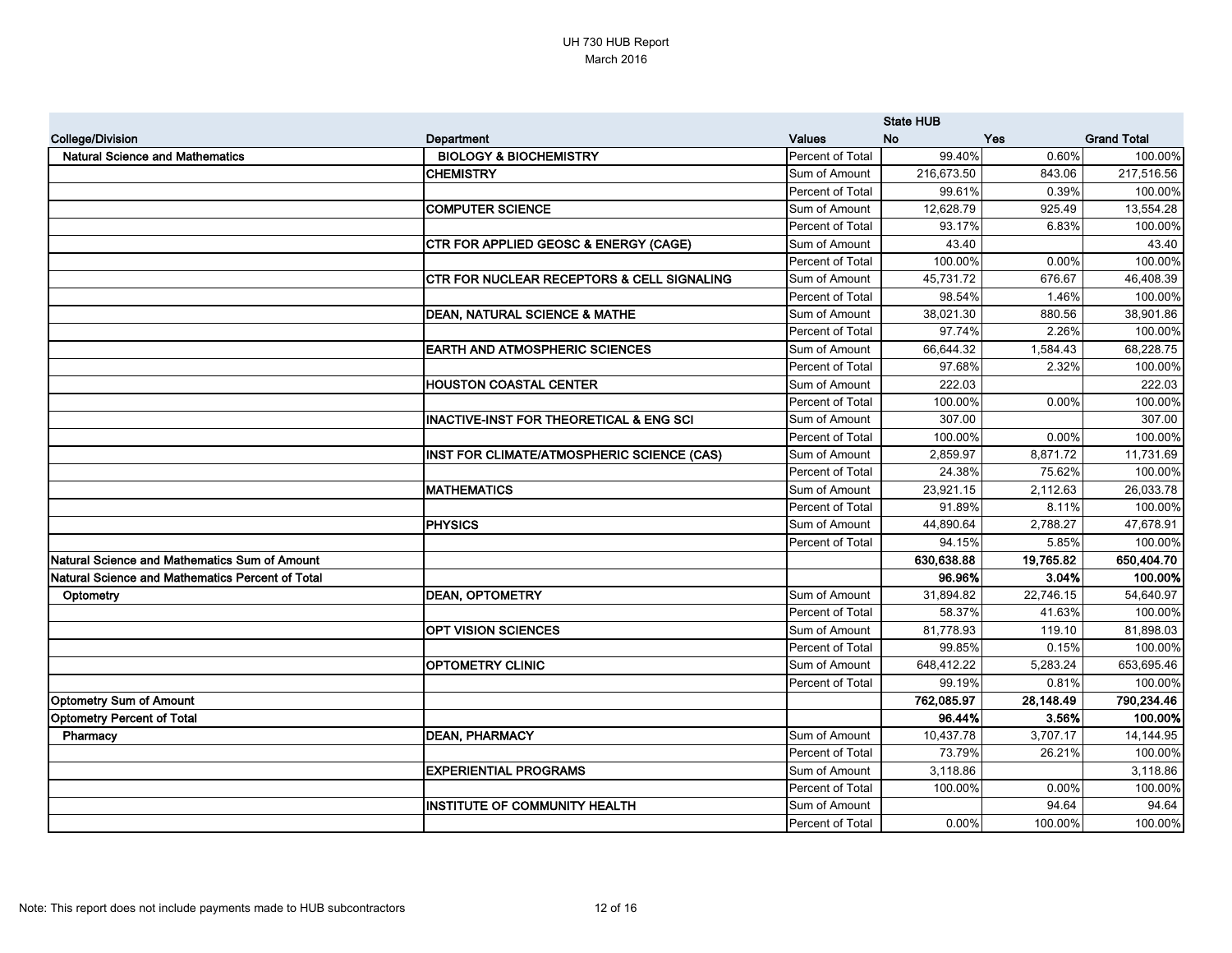UH 730 HUB Report
March 2016

| College/Division | Department | Values | State HUB No | Yes | Grand Total |
|---|---|---|---|---|---|
| Natural Science and Mathematics | BIOLOGY & BIOCHEMISTRY | Percent of Total | 99.40% | 0.60% | 100.00% |
| | CHEMISTRY | Sum of Amount | 216,673.50 | 843.06 | 217,516.56 |
| | | Percent of Total | 99.61% | 0.39% | 100.00% |
| | COMPUTER SCIENCE | Sum of Amount | 12,628.79 | 925.49 | 13,554.28 |
| | | Percent of Total | 93.17% | 6.83% | 100.00% |
| | CTR FOR APPLIED GEOSC & ENERGY (CAGE) | Sum of Amount | 43.40 | | 43.40 |
| | | Percent of Total | 100.00% | 0.00% | 100.00% |
| | CTR FOR NUCLEAR RECEPTORS & CELL SIGNALING | Sum of Amount | 45,731.72 | 676.67 | 46,408.39 |
| | | Percent of Total | 98.54% | 1.46% | 100.00% |
| | DEAN, NATURAL SCIENCE & MATHE | Sum of Amount | 38,021.30 | 880.56 | 38,901.86 |
| | | Percent of Total | 97.74% | 2.26% | 100.00% |
| | EARTH AND ATMOSPHERIC SCIENCES | Sum of Amount | 66,644.32 | 1,584.43 | 68,228.75 |
| | | Percent of Total | 97.68% | 2.32% | 100.00% |
| | HOUSTON COASTAL CENTER | Sum of Amount | 222.03 | | 222.03 |
| | | Percent of Total | 100.00% | 0.00% | 100.00% |
| | INACTIVE-INST FOR THEORETICAL & ENG SCI | Sum of Amount | 307.00 | | 307.00 |
| | | Percent of Total | 100.00% | 0.00% | 100.00% |
| | INST FOR CLIMATE/ATMOSPHERIC SCIENCE (CAS) | Sum of Amount | 2,859.97 | 8,871.72 | 11,731.69 |
| | | Percent of Total | 24.38% | 75.62% | 100.00% |
| | MATHEMATICS | Sum of Amount | 23,921.15 | 2,112.63 | 26,033.78 |
| | | Percent of Total | 91.89% | 8.11% | 100.00% |
| | PHYSICS | Sum of Amount | 44,890.64 | 2,788.27 | 47,678.91 |
| | | Percent of Total | 94.15% | 5.85% | 100.00% |
| **Natural Science and Mathematics Sum of Amount** | | | **630,638.88** | **19,765.82** | **650,404.70** |
| **Natural Science and Mathematics Percent of Total** | | | **96.96%** | **3.04%** | **100.00%** |
| Optometry | DEAN, OPTOMETRY | Sum of Amount | 31,894.82 | 22,746.15 | 54,640.97 |
| | | Percent of Total | 58.37% | 41.63% | 100.00% |
| | OPT VISION SCIENCES | Sum of Amount | 81,778.93 | 119.10 | 81,898.03 |
| | | Percent of Total | 99.85% | 0.15% | 100.00% |
| | OPTOMETRY CLINIC | Sum of Amount | 648,412.22 | 5,283.24 | 653,695.46 |
| | | Percent of Total | 99.19% | 0.81% | 100.00% |
| **Optometry Sum of Amount** | | | **762,085.97** | **28,148.49** | **790,234.46** |
| **Optometry Percent of Total** | | | **96.44%** | **3.56%** | **100.00%** |
| Pharmacy | DEAN, PHARMACY | Sum of Amount | 10,437.78 | 3,707.17 | 14,144.95 |
| | | Percent of Total | 73.79% | 26.21% | 100.00% |
| | EXPERIENTIAL PROGRAMS | Sum of Amount | 3,118.86 | | 3,118.86 |
| | | Percent of Total | 100.00% | 0.00% | 100.00% |
| | INSTITUTE OF COMMUNITY HEALTH | Sum of Amount | | 94.64 | 94.64 |
| | | Percent of Total | 0.00% | 100.00% | 100.00% |

Note: This report does not include payments made to HUB subcontractors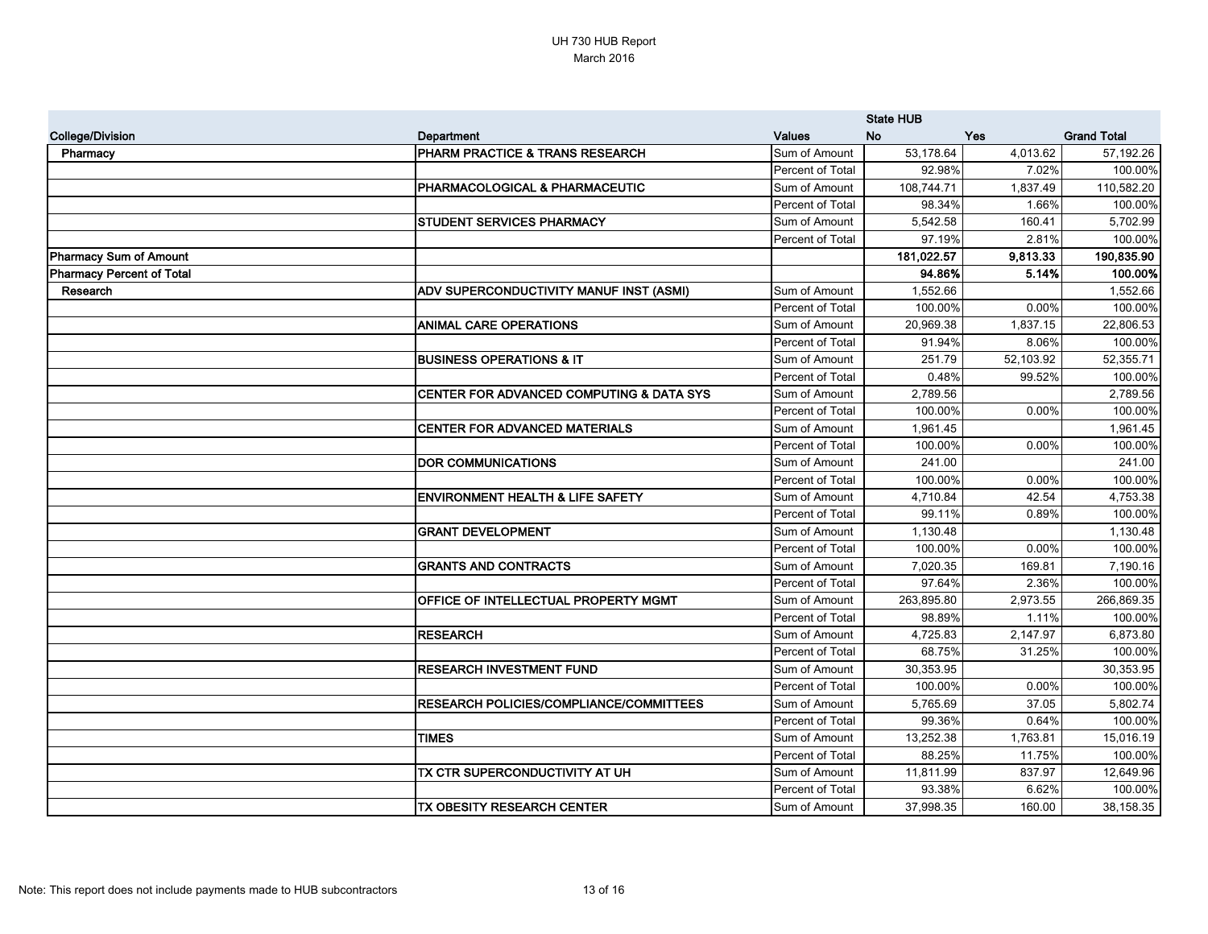UH 730 HUB Report
March 2016

| College/Division | Department | Values | State HUB No | Yes | Grand Total |
|---|---|---|---|---|---|
| Pharmacy | PHARM PRACTICE & TRANS RESEARCH | Sum of Amount | 53,178.64 | 4,013.62 | 57,192.26 |
| | | Percent of Total | 92.98% | 7.02% | 100.00% |
| | PHARMACOLOGICAL & PHARMACEUTIC | Sum of Amount | 108,744.71 | 1,837.49 | 110,582.20 |
| | | Percent of Total | 98.34% | 1.66% | 100.00% |
| | STUDENT SERVICES PHARMACY | Sum of Amount | 5,542.58 | 160.41 | 5,702.99 |
| | | Percent of Total | 97.19% | 2.81% | 100.00% |
| **Pharmacy Sum of Amount** | | | **181,022.57** | **9,813.33** | **190,835.90** |
| **Pharmacy Percent of Total** | | | **94.86%** | **5.14%** | **100.00%** |
| Research | ADV SUPERCONDUCTIVITY MANUF INST (ASMI) | Sum of Amount | 1,552.66 | | 1,552.66 |
| | | Percent of Total | 100.00% | 0.00% | 100.00% |
| | ANIMAL CARE OPERATIONS | Sum of Amount | 20,969.38 | 1,837.15 | 22,806.53 |
| | | Percent of Total | 91.94% | 8.06% | 100.00% |
| | BUSINESS OPERATIONS & IT | Sum of Amount | 251.79 | 52,103.92 | 52,355.71 |
| | | Percent of Total | 0.48% | 99.52% | 100.00% |
| | CENTER FOR ADVANCED COMPUTING & DATA SYS | Sum of Amount | 2,789.56 | | 2,789.56 |
| | | Percent of Total | 100.00% | 0.00% | 100.00% |
| | CENTER FOR ADVANCED MATERIALS | Sum of Amount | 1,961.45 | | 1,961.45 |
| | | Percent of Total | 100.00% | 0.00% | 100.00% |
| | DOR COMMUNICATIONS | Sum of Amount | 241.00 | | 241.00 |
| | | Percent of Total | 100.00% | 0.00% | 100.00% |
| | ENVIRONMENT HEALTH & LIFE SAFETY | Sum of Amount | 4,710.84 | 42.54 | 4,753.38 |
| | | Percent of Total | 99.11% | 0.89% | 100.00% |
| | GRANT DEVELOPMENT | Sum of Amount | 1,130.48 | | 1,130.48 |
| | | Percent of Total | 100.00% | 0.00% | 100.00% |
| | GRANTS AND CONTRACTS | Sum of Amount | 7,020.35 | 169.81 | 7,190.16 |
| | | Percent of Total | 97.64% | 2.36% | 100.00% |
| | OFFICE OF INTELLECTUAL PROPERTY MGMT | Sum of Amount | 263,895.80 | 2,973.55 | 266,869.35 |
| | | Percent of Total | 98.89% | 1.11% | 100.00% |
| | RESEARCH | Sum of Amount | 4,725.83 | 2,147.97 | 6,873.80 |
| | | Percent of Total | 68.75% | 31.25% | 100.00% |
| | RESEARCH INVESTMENT FUND | Sum of Amount | 30,353.95 | | 30,353.95 |
| | | Percent of Total | 100.00% | 0.00% | 100.00% |
| | RESEARCH POLICIES/COMPLIANCE/COMMITTEES | Sum of Amount | 5,765.69 | 37.05 | 5,802.74 |
| | | Percent of Total | 99.36% | 0.64% | 100.00% |
| | TIMES | Sum of Amount | 13,252.38 | 1,763.81 | 15,016.19 |
| | | Percent of Total | 88.25% | 11.75% | 100.00% |
| | TX CTR SUPERCONDUCTIVITY AT UH | Sum of Amount | 11,811.99 | 837.97 | 12,649.96 |
| | | Percent of Total | 93.38% | 6.62% | 100.00% |
| | TX OBESITY RESEARCH CENTER | Sum of Amount | 37,998.35 | 160.00 | 38,158.35 |

Note: This report does not include payments made to HUB subcontractors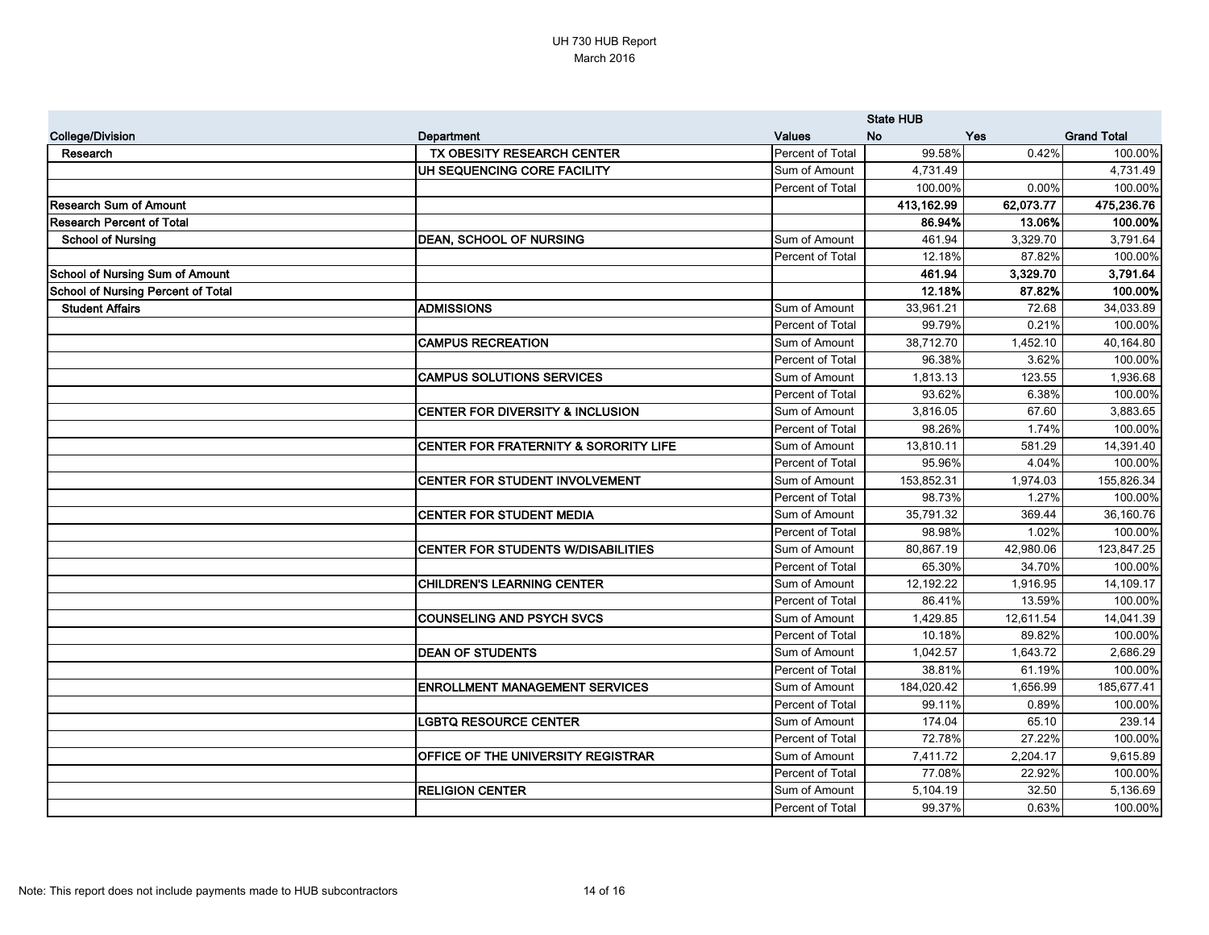UH 730 HUB Report
March 2016

| | | | State HUB | | |
|---|---|---|---|---|---|
| **College/Division** | **Department** | **Values** | **No** | **Yes** | **Grand Total** |
| **Research** | **TX OBESITY RESEARCH CENTER** | Percent of Total | 99.58% | 0.42% | 100.00% |
| | **UH SEQUENCING CORE FACILITY** | Sum of Amount | 4,731.49 | | 4,731.49 |
| | | Percent of Total | 100.00% | 0.00% | 100.00% |
| **Research Sum of Amount** | | | **413,162.99** | **62,073.77** | **475,236.76** |
| **Research Percent of Total** | | | **86.94%** | **13.06%** | **100.00%** |
| **School of Nursing** | **DEAN, SCHOOL OF NURSING** | Sum of Amount | 461.94 | 3,329.70 | 3,791.64 |
| | | Percent of Total | 12.18% | 87.82% | 100.00% |
| **School of Nursing Sum of Amount** | | | **461.94** | **3,329.70** | **3,791.64** |
| **School of Nursing Percent of Total** | | | **12.18%** | **87.82%** | **100.00%** |
| **Student Affairs** | **ADMISSIONS** | Sum of Amount | 33,961.21 | 72.68 | 34,033.89 |
| | | Percent of Total | 99.79% | 0.21% | 100.00% |
| | **CAMPUS RECREATION** | Sum of Amount | 38,712.70 | 1,452.10 | 40,164.80 |
| | | Percent of Total | 96.38% | 3.62% | 100.00% |
| | **CAMPUS SOLUTIONS SERVICES** | Sum of Amount | 1,813.13 | 123.55 | 1,936.68 |
| | | Percent of Total | 93.62% | 6.38% | 100.00% |
| | **CENTER FOR DIVERSITY & INCLUSION** | Sum of Amount | 3,816.05 | 67.60 | 3,883.65 |
| | | Percent of Total | 98.26% | 1.74% | 100.00% |
| | **CENTER FOR FRATERNITY & SORORITY LIFE** | Sum of Amount | 13,810.11 | 581.29 | 14,391.40 |
| | | Percent of Total | 95.96% | 4.04% | 100.00% |
| | **CENTER FOR STUDENT INVOLVEMENT** | Sum of Amount | 153,852.31 | 1,974.03 | 155,826.34 |
| | | Percent of Total | 98.73% | 1.27% | 100.00% |
| | **CENTER FOR STUDENT MEDIA** | Sum of Amount | 35,791.32 | 369.44 | 36,160.76 |
| | | Percent of Total | 98.98% | 1.02% | 100.00% |
| | **CENTER FOR STUDENTS W/DISABILITIES** | Sum of Amount | 80,867.19 | 42,980.06 | 123,847.25 |
| | | Percent of Total | 65.30% | 34.70% | 100.00% |
| | **CHILDREN'S LEARNING CENTER** | Sum of Amount | 12,192.22 | 1,916.95 | 14,109.17 |
| | | Percent of Total | 86.41% | 13.59% | 100.00% |
| | **COUNSELING AND PSYCH SVCS** | Sum of Amount | 1,429.85 | 12,611.54 | 14,041.39 |
| | | Percent of Total | 10.18% | 89.82% | 100.00% |
| | **DEAN OF STUDENTS** | Sum of Amount | 1,042.57 | 1,643.72 | 2,686.29 |
| | | Percent of Total | 38.81% | 61.19% | 100.00% |
| | **ENROLLMENT MANAGEMENT SERVICES** | Sum of Amount | 184,020.42 | 1,656.99 | 185,677.41 |
| | | Percent of Total | 99.11% | 0.89% | 100.00% |
| | **LGBTQ RESOURCE CENTER** | Sum of Amount | 174.04 | 65.10 | 239.14 |
| | | Percent of Total | 72.78% | 27.22% | 100.00% |
| | **OFFICE OF THE UNIVERSITY REGISTRAR** | Sum of Amount | 7,411.72 | 2,204.17 | 9,615.89 |
| | | Percent of Total | 77.08% | 22.92% | 100.00% |
| | **RELIGION CENTER** | Sum of Amount | 5,104.19 | 32.50 | 5,136.69 |
| | | Percent of Total | 99.37% | 0.63% | 100.00% |

Note: This report does not include payments made to HUB subcontractors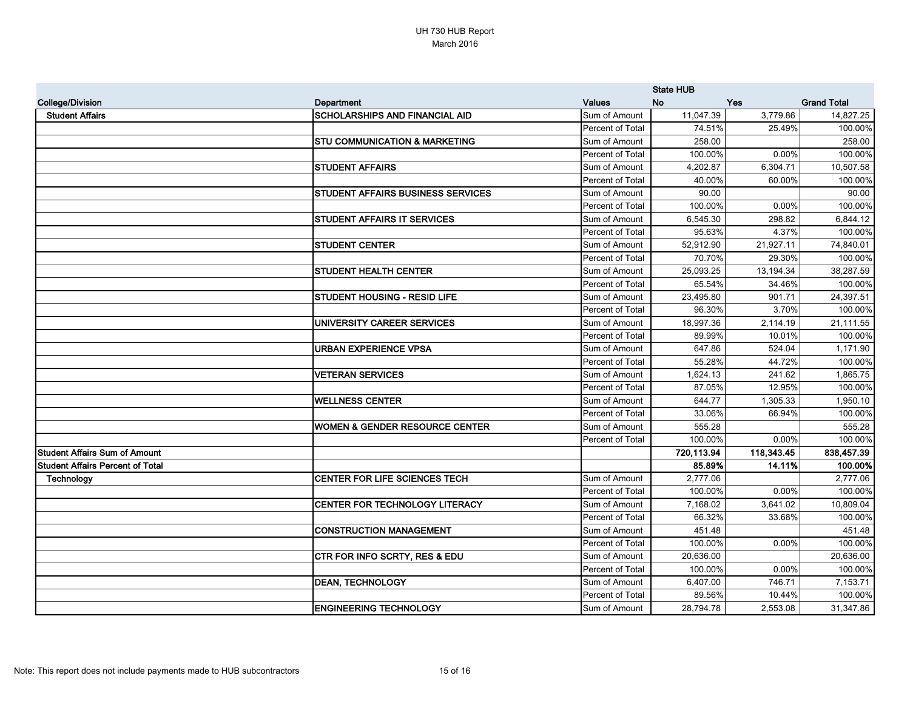UH 730 HUB Report
March 2016

| College/Division | Department | Values | State HUB No | Yes | Grand Total |
|---|---|---|---|---|---|
| **Student Affairs** | **SCHOLARSHIPS AND FINANCIAL AID** | Sum of Amount | 11,047.39 | 3,779.86 | 14,827.25 |
| | | Percent of Total | 74.51% | 25.49% | 100.00% |
| | **STU COMMUNICATION & MARKETING** | Sum of Amount | 258.00 | | 258.00 |
| | | Percent of Total | 100.00% | 0.00% | 100.00% |
| | **STUDENT AFFAIRS** | Sum of Amount | 4,202.87 | 6,304.71 | 10,507.58 |
| | | Percent of Total | 40.00% | 60.00% | 100.00% |
| | **STUDENT AFFAIRS BUSINESS SERVICES** | Sum of Amount | 90.00 | | 90.00 |
| | | Percent of Total | 100.00% | 0.00% | 100.00% |
| | **STUDENT AFFAIRS IT SERVICES** | Sum of Amount | 6,545.30 | 298.82 | 6,844.12 |
| | | Percent of Total | 95.63% | 4.37% | 100.00% |
| | **STUDENT CENTER** | Sum of Amount | 52,912.90 | 21,927.11 | 74,840.01 |
| | | Percent of Total | 70.70% | 29.30% | 100.00% |
| | **STUDENT HEALTH CENTER** | Sum of Amount | 25,093.25 | 13,194.34 | 38,287.59 |
| | | Percent of Total | 65.54% | 34.46% | 100.00% |
| | **STUDENT HOUSING - RESID LIFE** | Sum of Amount | 23,495.80 | 901.71 | 24,397.51 |
| | | Percent of Total | 96.30% | 3.70% | 100.00% |
| | **UNIVERSITY CAREER SERVICES** | Sum of Amount | 18,997.36 | 2,114.19 | 21,111.55 |
| | | Percent of Total | 89.99% | 10.01% | 100.00% |
| | **URBAN EXPERIENCE VPSA** | Sum of Amount | 647.86 | 524.04 | 1,171.90 |
| | | Percent of Total | 55.28% | 44.72% | 100.00% |
| | **VETERAN SERVICES** | Sum of Amount | 1,624.13 | 241.62 | 1,865.75 |
| | | Percent of Total | 87.05% | 12.95% | 100.00% |
| | **WELLNESS CENTER** | Sum of Amount | 644.77 | 1,305.33 | 1,950.10 |
| | | Percent of Total | 33.06% | 66.94% | 100.00% |
| | **WOMEN & GENDER RESOURCE CENTER** | Sum of Amount | 555.28 | | 555.28 |
| | | Percent of Total | 100.00% | 0.00% | 100.00% |
| **Student Affairs Sum of Amount** | | | **720,113.94** | **118,343.45** | **838,457.39** |
| **Student Affairs Percent of Total** | | | **85.89%** | **14.11%** | **100.00%** |
| **Technology** | **CENTER FOR LIFE SCIENCES TECH** | Sum of Amount | 2,777.06 | | 2,777.06 |
| | | Percent of Total | 100.00% | 0.00% | 100.00% |
| | **CENTER FOR TECHNOLOGY LITERACY** | Sum of Amount | 7,168.02 | 3,641.02 | 10,809.04 |
| | | Percent of Total | 66.32% | 33.68% | 100.00% |
| | **CONSTRUCTION MANAGEMENT** | Sum of Amount | 451.48 | | 451.48 |
| | | Percent of Total | 100.00% | 0.00% | 100.00% |
| | **CTR FOR INFO SCRTY, RES & EDU** | Sum of Amount | 20,636.00 | | 20,636.00 |
| | | Percent of Total | 100.00% | 0.00% | 100.00% |
| | **DEAN, TECHNOLOGY** | Sum of Amount | 6,407.00 | 746.71 | 7,153.71 |
| | | Percent of Total | 89.56% | 10.44% | 100.00% |
| | **ENGINEERING TECHNOLOGY** | Sum of Amount | 28,794.78 | 2,553.08 | 31,347.86 |

Note: This report does not include payments made to HUB subcontractors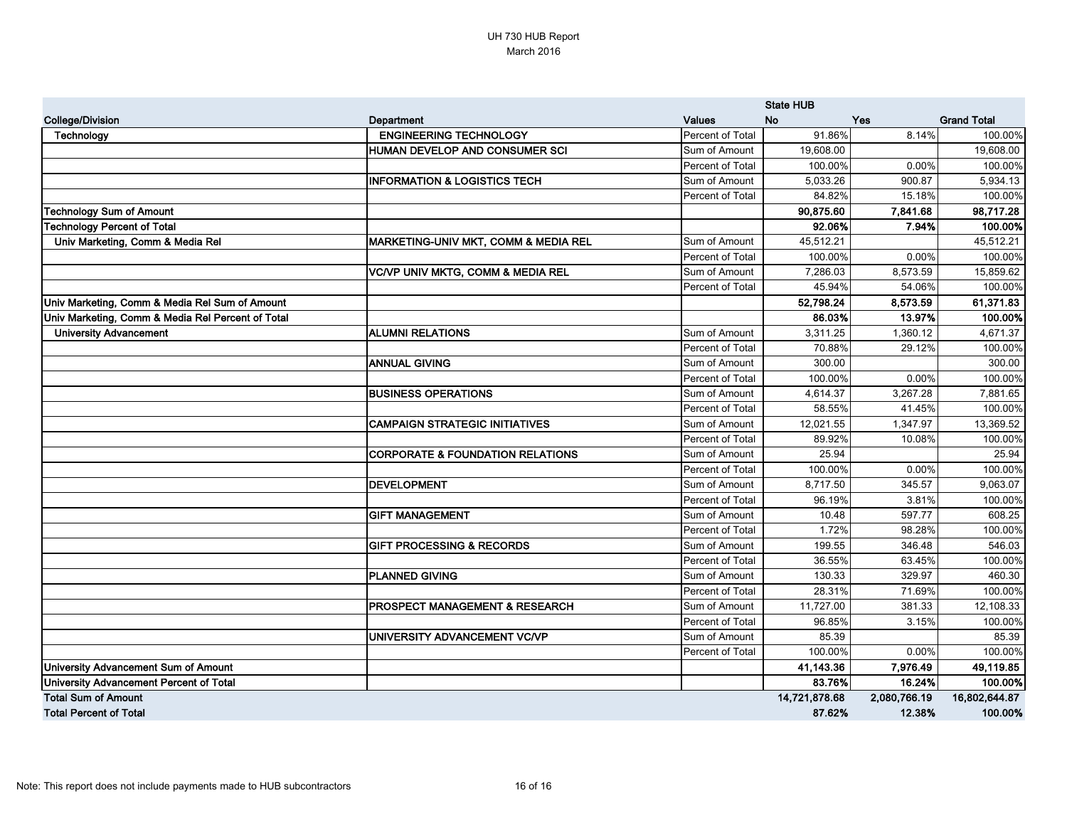UH 730 HUB Report
March 2016

| College/Division | Department | Values | State HUB No | Yes | Grand Total |
|---|---|---|---|---|---|
| Technology | ENGINEERING TECHNOLOGY | Percent of Total | 91.86% | 8.14% | 100.00% |
| | HUMAN DEVELOP AND CONSUMER SCI | Sum of Amount | 19,608.00 | | 19,608.00 |
| | | Percent of Total | 100.00% | 0.00% | 100.00% |
| | INFORMATION & LOGISTICS TECH | Sum of Amount | 5,033.26 | 900.87 | 5,934.13 |
| | | Percent of Total | 84.82% | 15.18% | 100.00% |
| **Technology Sum of Amount** | | | **90,875.60** | **7,841.68** | **98,717.28** |
| **Technology Percent of Total** | | | **92.06%** | **7.94%** | **100.00%** |
| Univ Marketing, Comm & Media Rel | MARKETING-UNIV MKT, COMM & MEDIA REL | Sum of Amount | 45,512.21 | | 45,512.21 |
| | | Percent of Total | 100.00% | 0.00% | 100.00% |
| | VC/VP UNIV MKTG, COMM & MEDIA REL | Sum of Amount | 7,286.03 | 8,573.59 | 15,859.62 |
| | | Percent of Total | 45.94% | 54.06% | 100.00% |
| **Univ Marketing, Comm & Media Rel Sum of Amount** | | | **52,798.24** | **8,573.59** | **61,371.83** |
| **Univ Marketing, Comm & Media Rel Percent of Total** | | | **86.03%** | **13.97%** | **100.00%** |
| University Advancement | ALUMNI RELATIONS | Sum of Amount | 3,311.25 | 1,360.12 | 4,671.37 |
| | | Percent of Total | 70.88% | 29.12% | 100.00% |
| | ANNUAL GIVING | Sum of Amount | 300.00 | | 300.00 |
| | | Percent of Total | 100.00% | 0.00% | 100.00% |
| | BUSINESS OPERATIONS | Sum of Amount | 4,614.37 | 3,267.28 | 7,881.65 |
| | | Percent of Total | 58.55% | 41.45% | 100.00% |
| | CAMPAIGN STRATEGIC INITIATIVES | Sum of Amount | 12,021.55 | 1,347.97 | 13,369.52 |
| | | Percent of Total | 89.92% | 10.08% | 100.00% |
| | CORPORATE & FOUNDATION RELATIONS | Sum of Amount | 25.94 | | 25.94 |
| | | Percent of Total | 100.00% | 0.00% | 100.00% |
| | DEVELOPMENT | Sum of Amount | 8,717.50 | 345.57 | 9,063.07 |
| | | Percent of Total | 96.19% | 3.81% | 100.00% |
| | GIFT MANAGEMENT | Sum of Amount | 10.48 | 597.77 | 608.25 |
| | | Percent of Total | 1.72% | 98.28% | 100.00% |
| | GIFT PROCESSING & RECORDS | Sum of Amount | 199.55 | 346.48 | 546.03 |
| | | Percent of Total | 36.55% | 63.45% | 100.00% |
| | PLANNED GIVING | Sum of Amount | 130.33 | 329.97 | 460.30 |
| | | Percent of Total | 28.31% | 71.69% | 100.00% |
| | PROSPECT MANAGEMENT & RESEARCH | Sum of Amount | 11,727.00 | 381.33 | 12,108.33 |
| | | Percent of Total | 96.85% | 3.15% | 100.00% |
| | UNIVERSITY ADVANCEMENT VC/VP | Sum of Amount | 85.39 | | 85.39 |
| | | Percent of Total | 100.00% | 0.00% | 100.00% |
| **University Advancement Sum of Amount** | | | **41,143.36** | **7,976.49** | **49,119.85** |
| **University Advancement Percent of Total** | | | **83.76%** | **16.24%** | **100.00%** |
| **Total Sum of Amount** | | | **14,721,878.68** | **2,080,766.19** | **16,802,644.87** |
| **Total Percent of Total** | | | **87.62%** | **12.38%** | **100.00%** |

Note: This report does not include payments made to HUB subcontractors